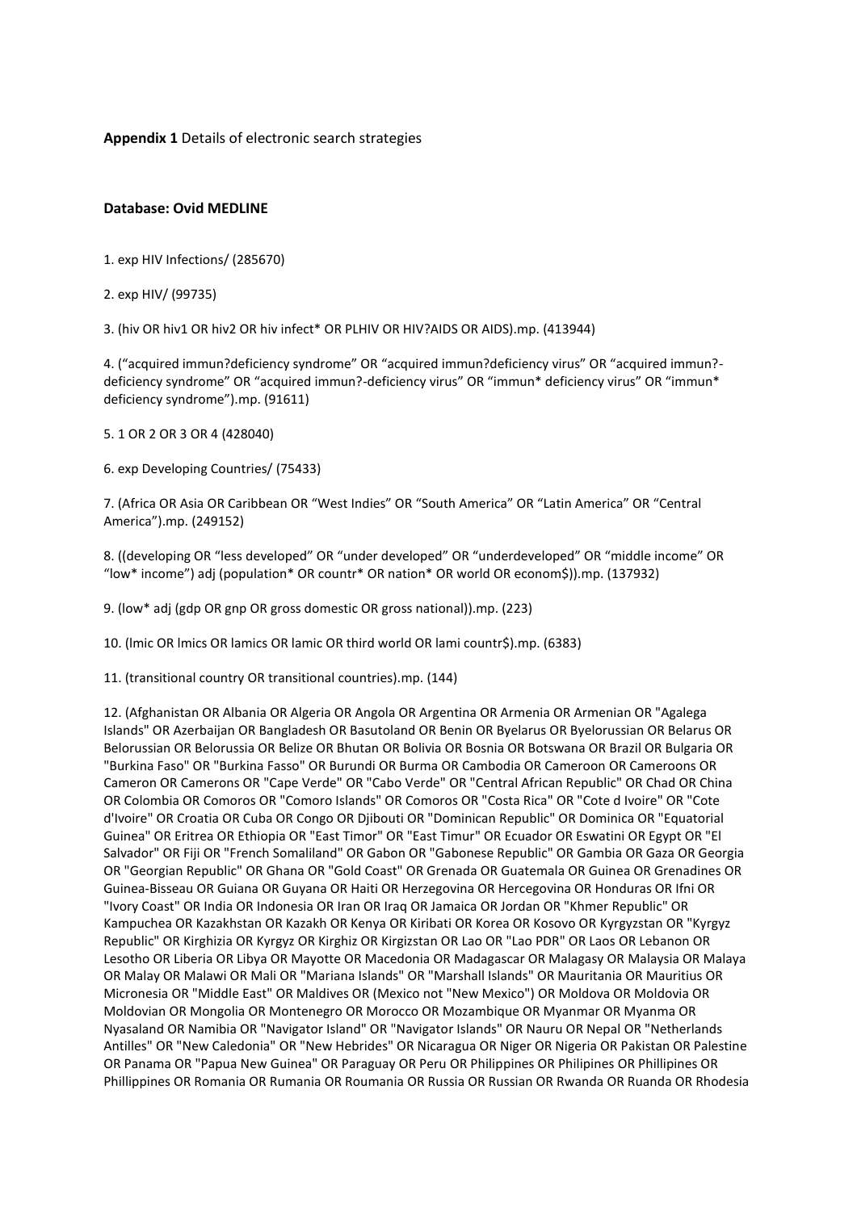**Appendix 1** Details of electronic search strategies

**Database: Ovid MEDLINE**

1. exp HIV Infections/ (285670)

2. exp HIV/ (99735)

3. (hiv OR hiv1 OR hiv2 OR hiv infect* OR PLHIV OR HIV?AIDS OR AIDS).mp. (413944)

4. ("acquired immun?deficiency syndrome" OR "acquired immun?deficiency virus" OR "acquired immun?-deficiency syndrome" OR "acquired immun?-deficiency virus" OR "immun* deficiency virus" OR "immun* deficiency syndrome").mp. (91611)

5. 1 OR 2 OR 3 OR 4 (428040)

6. exp Developing Countries/ (75433)

7. (Africa OR Asia OR Caribbean OR "West Indies" OR "South America" OR "Latin America" OR "Central America").mp. (249152)

8. ((developing OR "less developed" OR "under developed" OR "underdeveloped" OR "middle income" OR "low* income") adj (population* OR countr* OR nation* OR world OR econom$)).mp. (137932)

9. (low* adj (gdp OR gnp OR gross domestic OR gross national)).mp. (223)

10. (lmic OR lmics OR lamics OR lamic OR third world OR lami countr$).mp. (6383)

11. (transitional country OR transitional countries).mp. (144)

12. (Afghanistan OR Albania OR Algeria OR Angola OR Argentina OR Armenia OR Armenian OR "Agalega Islands" OR Azerbaijan OR Bangladesh OR Basutoland OR Benin OR Byelarus OR Byelorussian OR Belarus OR Belorussian OR Belorussia OR Belize OR Bhutan OR Bolivia OR Bosnia OR Botswana OR Brazil OR Bulgaria OR "Burkina Faso" OR "Burkina Fasso" OR Burundi OR Burma OR Cambodia OR Cameroon OR Cameroons OR Cameron OR Camerons OR "Cape Verde" OR "Cabo Verde" OR "Central African Republic" OR Chad OR China OR Colombia OR Comoros OR "Comoro Islands" OR Comoros OR "Costa Rica" OR "Cote d Ivoire" OR "Cote d'Ivoire" OR Croatia OR Cuba OR Congo OR Djibouti OR "Dominican Republic" OR Dominica OR "Equatorial Guinea" OR Eritrea OR Ethiopia OR "East Timor" OR "East Timur" OR Ecuador OR Eswatini OR Egypt OR "El Salvador" OR Fiji OR "French Somaliland" OR Gabon OR "Gabonese Republic" OR Gambia OR Gaza OR Georgia OR "Georgian Republic" OR Ghana OR "Gold Coast" OR Grenada OR Guatemala OR Guinea OR Grenadines OR Guinea-Bisseau OR Guiana OR Guyana OR Haiti OR Herzegovina OR Hercegovina OR Honduras OR Ifni OR "Ivory Coast" OR India OR Indonesia OR Iran OR Iraq OR Jamaica OR Jordan OR "Khmer Republic" OR Kampuchea OR Kazakhstan OR Kazakh OR Kenya OR Kiribati OR Korea OR Kosovo OR Kyrgyzstan OR "Kyrgyz Republic" OR Kirghizia OR Kyrgyz OR Kirghiz OR Kirgizstan OR Lao OR "Lao PDR" OR Laos OR Lebanon OR Lesotho OR Liberia OR Libya OR Mayotte OR Macedonia OR Madagascar OR Malagasy OR Malaysia OR Malaya OR Malay OR Malawi OR Mali OR "Mariana Islands" OR "Marshall Islands" OR Mauritania OR Mauritius OR Micronesia OR "Middle East" OR Maldives OR (Mexico not "New Mexico") OR Moldova OR Moldovia OR Moldovian OR Mongolia OR Montenegro OR Morocco OR Mozambique OR Myanmar OR Myanma OR Nyasaland OR Namibia OR "Navigator Island" OR "Navigator Islands" OR Nauru OR Nepal OR "Netherlands Antilles" OR "New Caledonia" OR "New Hebrides" OR Nicaragua OR Niger OR Nigeria OR Pakistan OR Palestine OR Panama OR "Papua New Guinea" OR Paraguay OR Peru OR Philippines OR Philipines OR Phillipines OR Phillippines OR Romania OR Rumania OR Roumania OR Russia OR Russian OR Rwanda OR Ruanda OR Rhodesia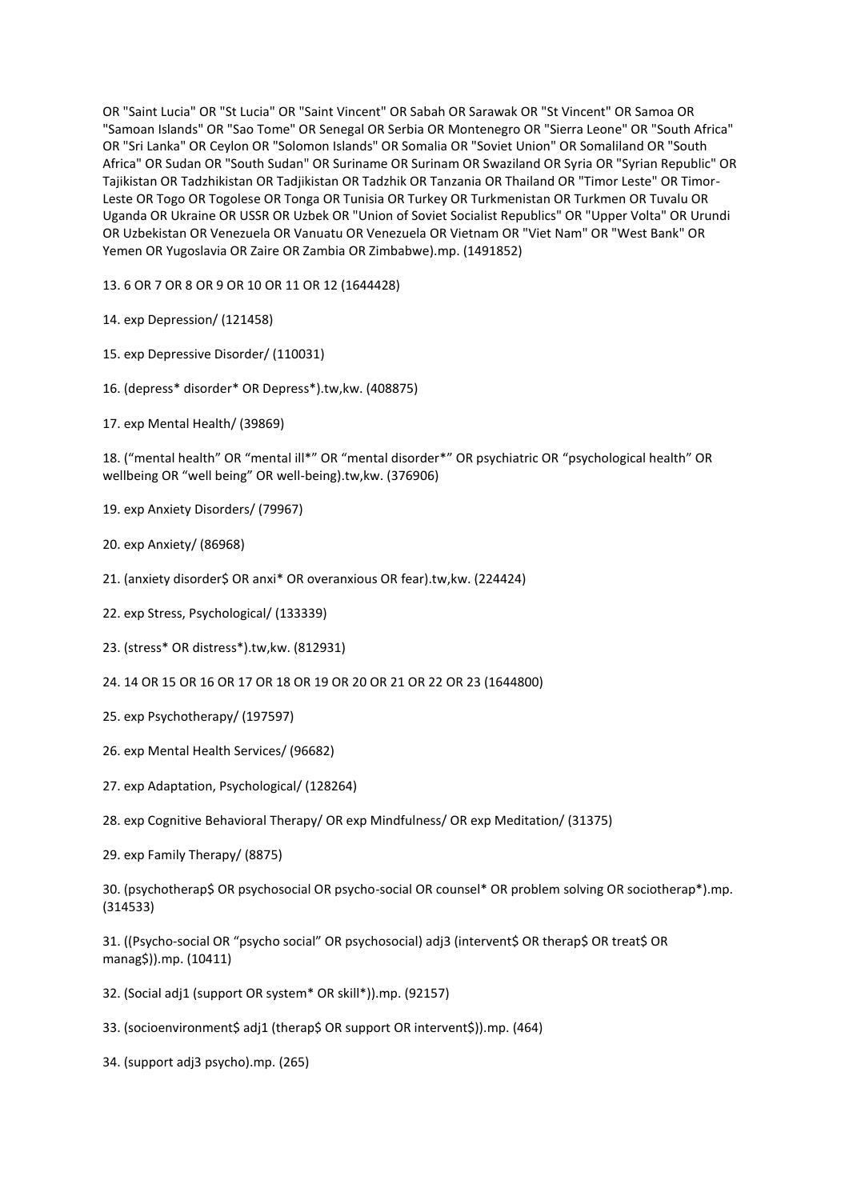OR "Saint Lucia" OR "St Lucia" OR "Saint Vincent" OR Sabah OR Sarawak OR "St Vincent" OR Samoa OR "Samoan Islands" OR "Sao Tome" OR Senegal OR Serbia OR Montenegro OR "Sierra Leone" OR "South Africa" OR "Sri Lanka" OR Ceylon OR "Solomon Islands" OR Somalia OR "Soviet Union" OR Somaliland OR "South Africa" OR Sudan OR "South Sudan" OR Suriname OR Surinam OR Swaziland OR Syria OR "Syrian Republic" OR Tajikistan OR Tadzhikistan OR Tadjikistan OR Tadzhik OR Tanzania OR Thailand OR "Timor Leste" OR Timor-Leste OR Togo OR Togolese OR Tonga OR Tunisia OR Turkey OR Turkmenistan OR Turkmen OR Tuvalu OR Uganda OR Ukraine OR USSR OR Uzbek OR "Union of Soviet Socialist Republics" OR "Upper Volta" OR Urundi OR Uzbekistan OR Venezuela OR Vanuatu OR Venezuela OR Vietnam OR "Viet Nam" OR "West Bank" OR Yemen OR Yugoslavia OR Zaire OR Zambia OR Zimbabwe).mp. (1491852)

13. 6 OR 7 OR 8 OR 9 OR 10 OR 11 OR 12 (1644428)

14. exp Depression/ (121458)

15. exp Depressive Disorder/ (110031)

16. (depress* disorder* OR Depress*).tw,kw. (408875)

17. exp Mental Health/ (39869)

18. (“mental health” OR “mental ill*” OR “mental disorder*” OR psychiatric OR “psychological health” OR wellbeing OR “well being” OR well-being).tw,kw. (376906)

19. exp Anxiety Disorders/ (79967)

20. exp Anxiety/ (86968)

21. (anxiety disorder$ OR anxi* OR overanxious OR fear).tw,kw. (224424)

22. exp Stress, Psychological/ (133339)

23. (stress* OR distress*).tw,kw. (812931)

24. 14 OR 15 OR 16 OR 17 OR 18 OR 19 OR 20 OR 21 OR 22 OR 23 (1644800)

25. exp Psychotherapy/ (197597)

26. exp Mental Health Services/ (96682)

27. exp Adaptation, Psychological/ (128264)

28. exp Cognitive Behavioral Therapy/ OR exp Mindfulness/ OR exp Meditation/ (31375)

29. exp Family Therapy/ (8875)

30. (psychotherap$ OR psychosocial OR psycho-social OR counsel* OR problem solving OR sociotherap*).mp. (314533)

31. ((Psycho-social OR “psycho social” OR psychosocial) adj3 (intervent$ OR therap$ OR treat$ OR manag$)).mp. (10411)

32. (Social adj1 (support OR system* OR skill*)).mp. (92157)

33. (socioenvironment$ adj1 (therap$ OR support OR intervent$)).mp. (464)

34. (support adj3 psycho).mp. (265)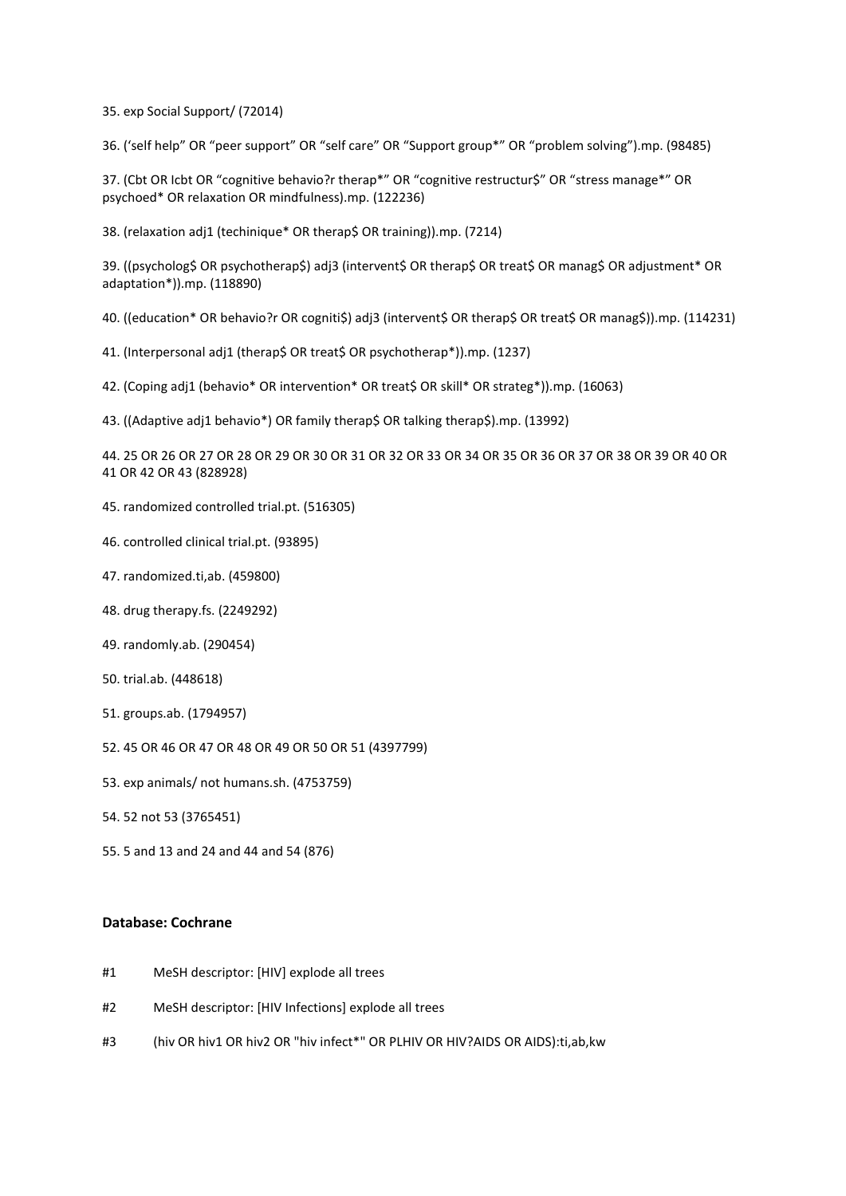35. exp Social Support/ (72014)

36. ('self help" OR "peer support" OR "self care" OR "Support group*" OR "problem solving").mp. (98485)

37. (Cbt OR Icbt OR "cognitive behavio?r therap*" OR "cognitive restructur$" OR "stress manage*" OR psychoed* OR relaxation OR mindfulness).mp. (122236)

38. (relaxation adj1 (techinique* OR therap$ OR training)).mp. (7214)

39. ((psycholog$ OR psychotherap$) adj3 (intervent$ OR therap$ OR treat$ OR manag$ OR adjustment* OR adaptation*)).mp. (118890)

40. ((education* OR behavio?r OR cogniti$) adj3 (intervent$ OR therap$ OR treat$ OR manag$)).mp. (114231)

41. (Interpersonal adj1 (therap$ OR treat$ OR psychotherap*)).mp. (1237)

42. (Coping adj1 (behavio* OR intervention* OR treat$ OR skill* OR strateg*)).mp. (16063)

43. ((Adaptive adj1 behavio*) OR family therap$ OR talking therap$).mp. (13992)

44. 25 OR 26 OR 27 OR 28 OR 29 OR 30 OR 31 OR 32 OR 33 OR 34 OR 35 OR 36 OR 37 OR 38 OR 39 OR 40 OR 41 OR 42 OR 43 (828928)

45. randomized controlled trial.pt. (516305)

46. controlled clinical trial.pt. (93895)

47. randomized.ti,ab. (459800)

48. drug therapy.fs. (2249292)

49. randomly.ab. (290454)

50. trial.ab. (448618)

51. groups.ab. (1794957)

52. 45 OR 46 OR 47 OR 48 OR 49 OR 50 OR 51 (4397799)

53. exp animals/ not humans.sh. (4753759)

54. 52 not 53 (3765451)

55. 5 and 13 and 24 and 44 and 54 (876)

**Database: Cochrane**

#1 MeSH descriptor: [HIV] explode all trees

#2 MeSH descriptor: [HIV Infections] explode all trees

#3 (hiv OR hiv1 OR hiv2 OR "hiv infect*" OR PLHIV OR HIV?AIDS OR AIDS):ti,ab,kw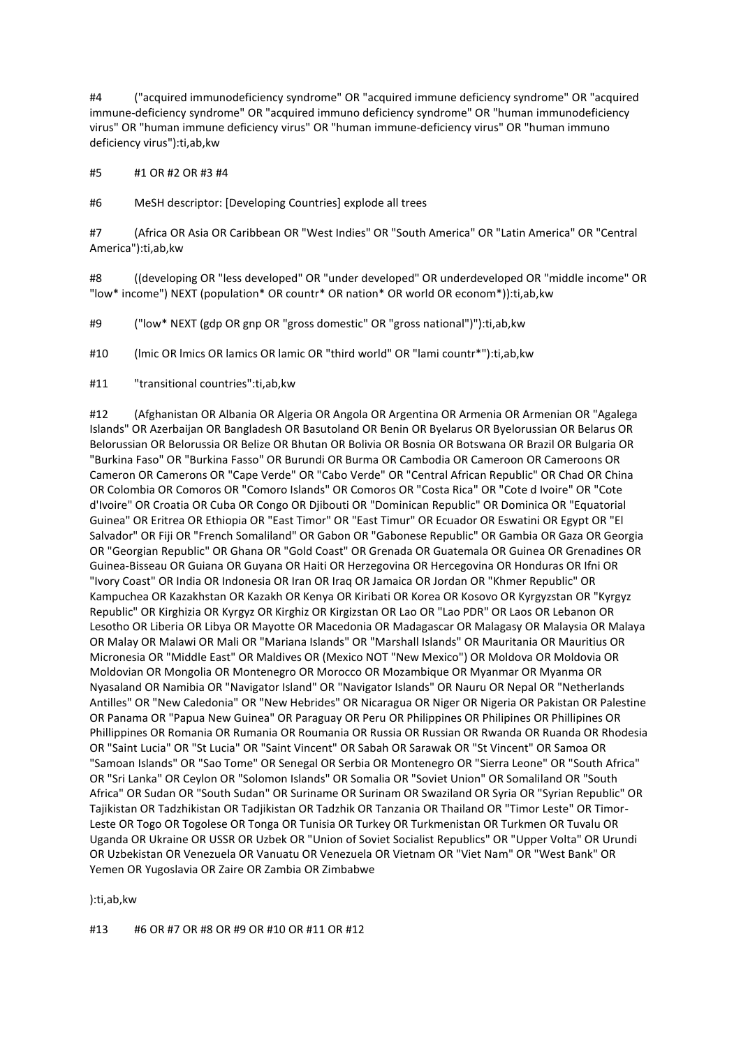#4 ("acquired immunodeficiency syndrome" OR "acquired immune deficiency syndrome" OR "acquired immune-deficiency syndrome" OR "acquired immuno deficiency syndrome" OR "human immunodeficiency virus" OR "human immune deficiency virus" OR "human immune-deficiency virus" OR "human immuno deficiency virus"):ti,ab,kw

#5 #1 OR #2 OR #3 #4

#6 MeSH descriptor: [Developing Countries] explode all trees

#7 (Africa OR Asia OR Caribbean OR "West Indies" OR "South America" OR "Latin America" OR "Central America"):ti,ab,kw

#8 ((developing OR "less developed" OR "under developed" OR underdeveloped OR "middle income" OR "low* income") NEXT (population* OR countr* OR nation* OR world OR econom*)):ti,ab,kw

#9 ("low* NEXT (gdp OR gnp OR "gross domestic" OR "gross national")"):ti,ab,kw

#10 (lmic OR lmics OR lamics OR lamic OR "third world" OR "lami countr*"):ti,ab,kw

#11 "transitional countries":ti,ab,kw

#12 (Afghanistan OR Albania OR Algeria OR Angola OR Argentina OR Armenia OR Armenian OR "Agalega Islands" OR Azerbaijan OR Bangladesh OR Basutoland OR Benin OR Byelarus OR Byelorussian OR Belarus OR Belorussian OR Belorussia OR Belize OR Bhutan OR Bolivia OR Bosnia OR Botswana OR Brazil OR Bulgaria OR "Burkina Faso" OR "Burkina Fasso" OR Burundi OR Burma OR Cambodia OR Cameroon OR Cameroons OR Cameron OR Camerons OR "Cape Verde" OR "Cabo Verde" OR "Central African Republic" OR Chad OR China OR Colombia OR Comoros OR "Comoro Islands" OR Comoros OR "Costa Rica" OR "Cote d Ivoire" OR "Cote d'Ivoire" OR Croatia OR Cuba OR Congo OR Djibouti OR "Dominican Republic" OR Dominica OR "Equatorial Guinea" OR Eritrea OR Ethiopia OR "East Timor" OR "East Timur" OR Ecuador OR Eswatini OR Egypt OR "El Salvador" OR Fiji OR "French Somaliland" OR Gabon OR "Gabonese Republic" OR Gambia OR Gaza OR Georgia OR "Georgian Republic" OR Ghana OR "Gold Coast" OR Grenada OR Guatemala OR Guinea OR Grenadines OR Guinea-Bisseau OR Guiana OR Guyana OR Haiti OR Herzegovina OR Hercegovina OR Honduras OR Ifni OR "Ivory Coast" OR India OR Indonesia OR Iran OR Iraq OR Jamaica OR Jordan OR "Khmer Republic" OR Kampuchea OR Kazakhstan OR Kazakh OR Kenya OR Kiribati OR Korea OR Kosovo OR Kyrgyzstan OR "Kyrgyz Republic" OR Kirghizia OR Kyrgyz OR Kirghiz OR Kirgizstan OR Lao OR "Lao PDR" OR Laos OR Lebanon OR Lesotho OR Liberia OR Libya OR Mayotte OR Macedonia OR Madagascar OR Malagasy OR Malaysia OR Malaya OR Malay OR Malawi OR Mali OR "Mariana Islands" OR "Marshall Islands" OR Mauritania OR Mauritius OR Micronesia OR "Middle East" OR Maldives OR (Mexico NOT "New Mexico") OR Moldova OR Moldovia OR Moldovian OR Mongolia OR Montenegro OR Morocco OR Mozambique OR Myanmar OR Myanma OR Nyasaland OR Namibia OR "Navigator Island" OR "Navigator Islands" OR Nauru OR Nepal OR "Netherlands Antilles" OR "New Caledonia" OR "New Hebrides" OR Nicaragua OR Niger OR Nigeria OR Pakistan OR Palestine OR Panama OR "Papua New Guinea" OR Paraguay OR Peru OR Philippines OR Philipines OR Phillipines OR Phillippines OR Romania OR Rumania OR Roumania OR Russia OR Russian OR Rwanda OR Ruanda OR Rhodesia OR "Saint Lucia" OR "St Lucia" OR "Saint Vincent" OR Sabah OR Sarawak OR "St Vincent" OR Samoa OR "Samoan Islands" OR "Sao Tome" OR Senegal OR Serbia OR Montenegro OR "Sierra Leone" OR "South Africa" OR "Sri Lanka" OR Ceylon OR "Solomon Islands" OR Somalia OR "Soviet Union" OR Somaliland OR "South Africa" OR Sudan OR "South Sudan" OR Suriname OR Surinam OR Swaziland OR Syria OR "Syrian Republic" OR Tajikistan OR Tadzhikistan OR Tadjikistan OR Tadzhik OR Tanzania OR Thailand OR "Timor Leste" OR Timor-Leste OR Togo OR Togolese OR Tonga OR Tunisia OR Turkey OR Turkmenistan OR Turkmen OR Tuvalu OR Uganda OR Ukraine OR USSR OR Uzbek OR "Union of Soviet Socialist Republics" OR "Upper Volta" OR Urundi OR Uzbekistan OR Venezuela OR Vanuatu OR Venezuela OR Vietnam OR "Viet Nam" OR "West Bank" OR Yemen OR Yugoslavia OR Zaire OR Zambia OR Zimbabwe

):ti,ab,kw

#13 #6 OR #7 OR #8 OR #9 OR #10 OR #11 OR #12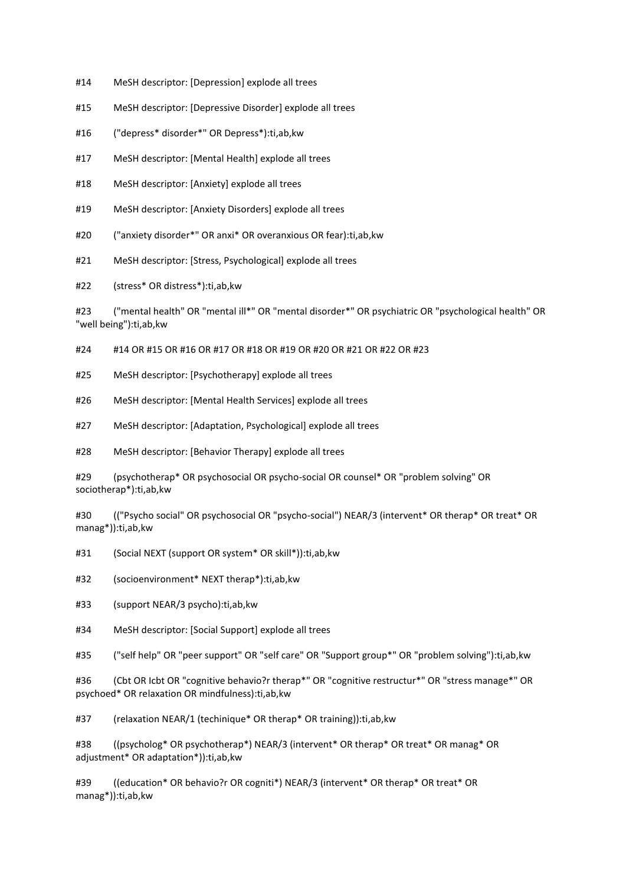#14 MeSH descriptor: [Depression] explode all trees

#15 MeSH descriptor: [Depressive Disorder] explode all trees

#16 ("depress* disorder*" OR Depress*):ti,ab,kw

#17 MeSH descriptor: [Mental Health] explode all trees

#18 MeSH descriptor: [Anxiety] explode all trees

#19 MeSH descriptor: [Anxiety Disorders] explode all trees

#20 ("anxiety disorder*" OR anxi* OR overanxious OR fear):ti,ab,kw

#21 MeSH descriptor: [Stress, Psychological] explode all trees

#22 (stress* OR distress*):ti,ab,kw

#23 ("mental health" OR "mental ill*" OR "mental disorder*" OR psychiatric OR "psychological health" OR "well being"):ti,ab,kw

#24 #14 OR #15 OR #16 OR #17 OR #18 OR #19 OR #20 OR #21 OR #22 OR #23

#25 MeSH descriptor: [Psychotherapy] explode all trees

#26 MeSH descriptor: [Mental Health Services] explode all trees

#27 MeSH descriptor: [Adaptation, Psychological] explode all trees

#28 MeSH descriptor: [Behavior Therapy] explode all trees

#29 (psychotherap* OR psychosocial OR psycho-social OR counsel* OR "problem solving" OR sociotherap*):ti,ab,kw

#30 (("Psycho social" OR psychosocial OR "psycho-social") NEAR/3 (intervent* OR therap* OR treat* OR manag*)):ti,ab,kw

#31 (Social NEXT (support OR system* OR skill*)):ti,ab,kw

#32 (socioenvironment* NEXT therap*):ti,ab,kw

#33 (support NEAR/3 psycho):ti,ab,kw

#34 MeSH descriptor: [Social Support] explode all trees

#35 ("self help" OR "peer support" OR "self care" OR "Support group*" OR "problem solving"):ti,ab,kw

#36 (Cbt OR Icbt OR "cognitive behavio?r therap*" OR "cognitive restructur*" OR "stress manage*" OR psychoed* OR relaxation OR mindfulness):ti,ab,kw

#37 (relaxation NEAR/1 (techinique* OR therap* OR training)):ti,ab,kw

#38 ((psycholog* OR psychotherap*) NEAR/3 (intervent* OR therap* OR treat* OR manag* OR adjustment* OR adaptation*)):ti,ab,kw

#39 ((education* OR behavio?r OR cogniti*) NEAR/3 (intervent* OR therap* OR treat* OR manag*)):ti,ab,kw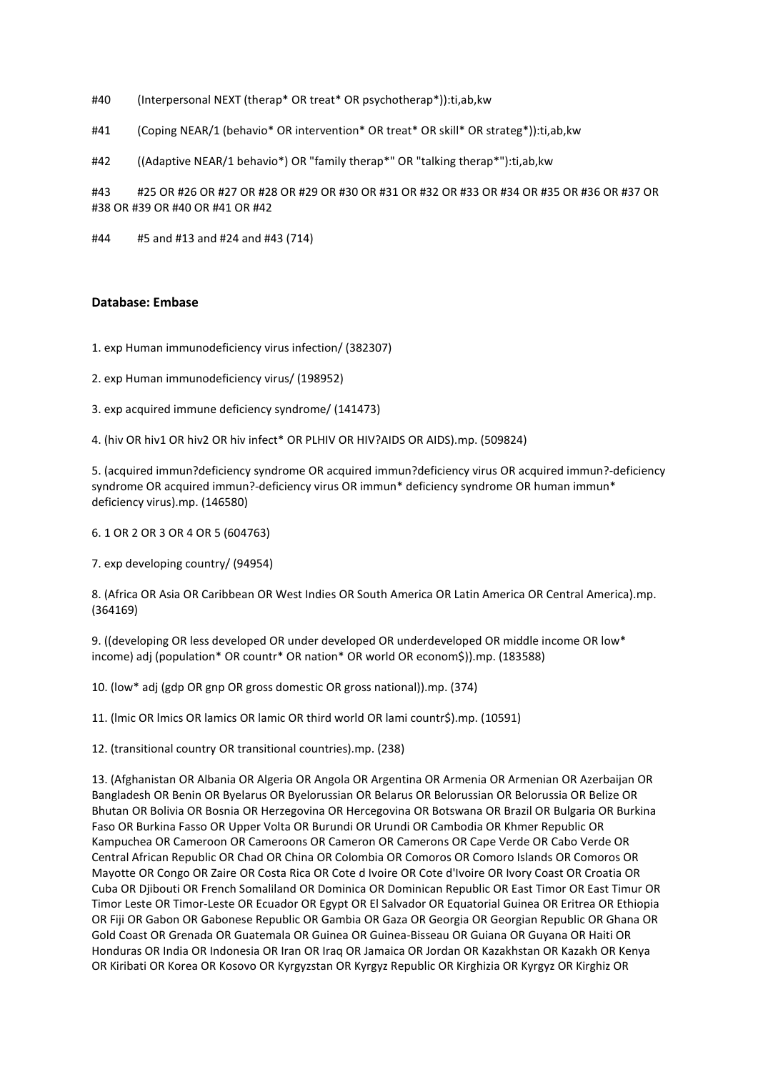#40 (Interpersonal NEXT (therap* OR treat* OR psychotherap*)):ti,ab,kw

#41 (Coping NEAR/1 (behavio* OR intervention* OR treat* OR skill* OR strateg*)):ti,ab,kw

#42 ((Adaptive NEAR/1 behavio*) OR "family therap*" OR "talking therap*"):ti,ab,kw

#43 #25 OR #26 OR #27 OR #28 OR #29 OR #30 OR #31 OR #32 OR #33 OR #34 OR #35 OR #36 OR #37 OR #38 OR #39 OR #40 OR #41 OR #42

#44 #5 and #13 and #24 and #43 (714)

**Database: Embase**

1. exp Human immunodeficiency virus infection/ (382307)

2. exp Human immunodeficiency virus/ (198952)

3. exp acquired immune deficiency syndrome/ (141473)

4. (hiv OR hiv1 OR hiv2 OR hiv infect* OR PLHIV OR HIV?AIDS OR AIDS).mp. (509824)

5. (acquired immun?deficiency syndrome OR acquired immun?deficiency virus OR acquired immun?-deficiency syndrome OR acquired immun?-deficiency virus OR immun* deficiency syndrome OR human immun* deficiency virus).mp. (146580)

6. 1 OR 2 OR 3 OR 4 OR 5 (604763)

7. exp developing country/ (94954)

8. (Africa OR Asia OR Caribbean OR West Indies OR South America OR Latin America OR Central America).mp. (364169)

9. ((developing OR less developed OR under developed OR underdeveloped OR middle income OR low* income) adj (population* OR countr* OR nation* OR world OR econom$)).mp. (183588)

10. (low* adj (gdp OR gnp OR gross domestic OR gross national)).mp. (374)

11. (lmic OR lmics OR lamics OR lamic OR third world OR lami countr$).mp. (10591)

12. (transitional country OR transitional countries).mp. (238)

13. (Afghanistan OR Albania OR Algeria OR Angola OR Argentina OR Armenia OR Armenian OR Azerbaijan OR Bangladesh OR Benin OR Byelarus OR Byelorussian OR Belarus OR Belorussian OR Belorussia OR Belize OR Bhutan OR Bolivia OR Bosnia OR Herzegovina OR Hercegovina OR Botswana OR Brazil OR Bulgaria OR Burkina Faso OR Burkina Fasso OR Upper Volta OR Burundi OR Urundi OR Cambodia OR Khmer Republic OR Kampuchea OR Cameroon OR Cameroons OR Cameron OR Camerons OR Cape Verde OR Cabo Verde OR Central African Republic OR Chad OR China OR Colombia OR Comoros OR Comoro Islands OR Comoros OR Mayotte OR Congo OR Zaire OR Costa Rica OR Cote d Ivoire OR Cote d'Ivoire OR Ivory Coast OR Croatia OR Cuba OR Djibouti OR French Somaliland OR Dominica OR Dominican Republic OR East Timor OR East Timur OR Timor Leste OR Timor-Leste OR Ecuador OR Egypt OR El Salvador OR Equatorial Guinea OR Eritrea OR Ethiopia OR Fiji OR Gabon OR Gabonese Republic OR Gambia OR Gaza OR Georgia OR Georgian Republic OR Ghana OR Gold Coast OR Grenada OR Guatemala OR Guinea OR Guinea-Bisseau OR Guiana OR Guyana OR Haiti OR Honduras OR India OR Indonesia OR Iran OR Iraq OR Jamaica OR Jordan OR Kazakhstan OR Kazakh OR Kenya OR Kiribati OR Korea OR Kosovo OR Kyrgyzstan OR Kyrgyz Republic OR Kirghizia OR Kyrgyz OR Kirghiz OR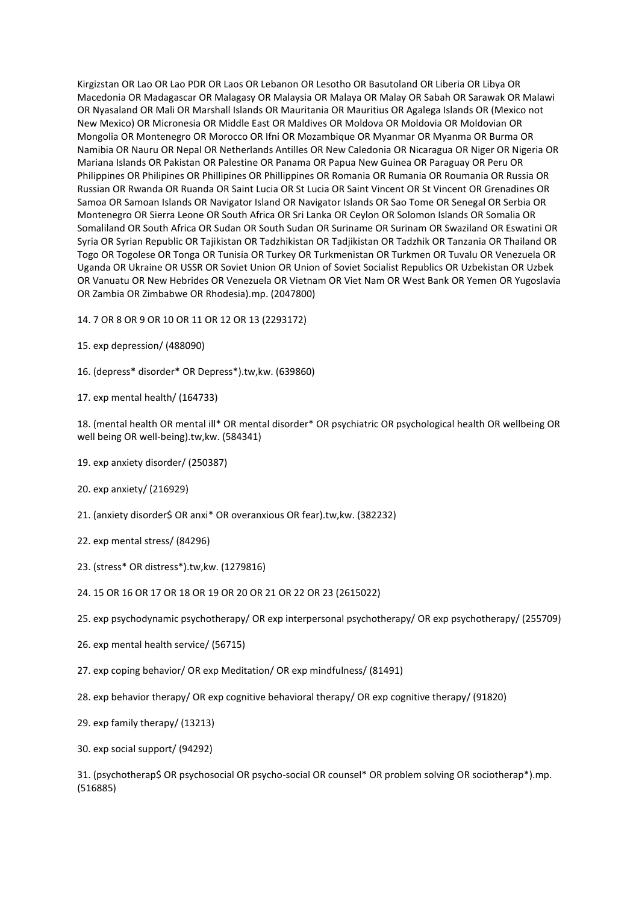Kirgizstan OR Lao OR Lao PDR OR Laos OR Lebanon OR Lesotho OR Basutoland OR Liberia OR Libya OR Macedonia OR Madagascar OR Malagasy OR Malaysia OR Malaya OR Malay OR Sabah OR Sarawak OR Malawi OR Nyasaland OR Mali OR Marshall Islands OR Mauritania OR Mauritius OR Agalega Islands OR (Mexico not New Mexico) OR Micronesia OR Middle East OR Maldives OR Moldova OR Moldovia OR Moldovian OR Mongolia OR Montenegro OR Morocco OR Ifni OR Mozambique OR Myanmar OR Myanma OR Burma OR Namibia OR Nauru OR Nepal OR Netherlands Antilles OR New Caledonia OR Nicaragua OR Niger OR Nigeria OR Mariana Islands OR Pakistan OR Palestine OR Panama OR Papua New Guinea OR Paraguay OR Peru OR Philippines OR Philipines OR Phillipines OR Phillippines OR Romania OR Rumania OR Roumania OR Russia OR Russian OR Rwanda OR Ruanda OR Saint Lucia OR St Lucia OR Saint Vincent OR St Vincent OR Grenadines OR Samoa OR Samoan Islands OR Navigator Island OR Navigator Islands OR Sao Tome OR Senegal OR Serbia OR Montenegro OR Sierra Leone OR South Africa OR Sri Lanka OR Ceylon OR Solomon Islands OR Somalia OR Somaliland OR South Africa OR Sudan OR South Sudan OR Suriname OR Surinam OR Swaziland OR Eswatini OR Syria OR Syrian Republic OR Tajikistan OR Tadzhikistan OR Tadjikistan OR Tadzhik OR Tanzania OR Thailand OR Togo OR Togolese OR Tonga OR Tunisia OR Turkey OR Turkmenistan OR Turkmen OR Tuvalu OR Venezuela OR Uganda OR Ukraine OR USSR OR Soviet Union OR Union of Soviet Socialist Republics OR Uzbekistan OR Uzbek OR Vanuatu OR New Hebrides OR Venezuela OR Vietnam OR Viet Nam OR West Bank OR Yemen OR Yugoslavia OR Zambia OR Zimbabwe OR Rhodesia).mp. (2047800)

14. 7 OR 8 OR 9 OR 10 OR 11 OR 12 OR 13 (2293172)

15. exp depression/ (488090)

16. (depress* disorder* OR Depress*).tw,kw. (639860)

17. exp mental health/ (164733)

18. (mental health OR mental ill* OR mental disorder* OR psychiatric OR psychological health OR wellbeing OR well being OR well-being).tw,kw. (584341)

19. exp anxiety disorder/ (250387)

20. exp anxiety/ (216929)

21. (anxiety disorder$ OR anxi* OR overanxious OR fear).tw,kw. (382232)

22. exp mental stress/ (84296)

23. (stress* OR distress*).tw,kw. (1279816)

24. 15 OR 16 OR 17 OR 18 OR 19 OR 20 OR 21 OR 22 OR 23 (2615022)

25. exp psychodynamic psychotherapy/ OR exp interpersonal psychotherapy/ OR exp psychotherapy/ (255709)

26. exp mental health service/ (56715)

27. exp coping behavior/ OR exp Meditation/ OR exp mindfulness/ (81491)

28. exp behavior therapy/ OR exp cognitive behavioral therapy/ OR exp cognitive therapy/ (91820)

29. exp family therapy/ (13213)

30. exp social support/ (94292)

31. (psychotherap$ OR psychosocial OR psycho-social OR counsel* OR problem solving OR sociotherap*).mp. (516885)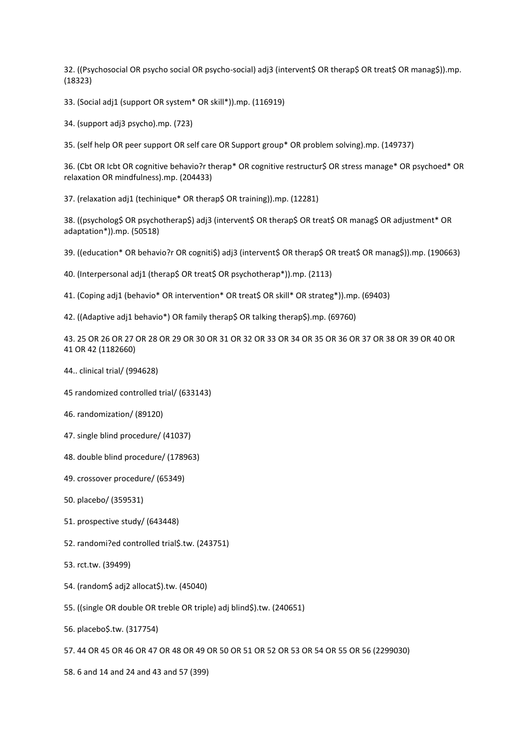32. ((Psychosocial OR psycho social OR psycho-social) adj3 (intervent$ OR therap$ OR treat$ OR manag$)).mp. (18323)

33. (Social adj1 (support OR system* OR skill*)).mp. (116919)

34. (support adj3 psycho).mp. (723)

35. (self help OR peer support OR self care OR Support group* OR problem solving).mp. (149737)

36. (Cbt OR Icbt OR cognitive behavio?r therap* OR cognitive restructur$ OR stress manage* OR psychoed* OR relaxation OR mindfulness).mp. (204433)

37. (relaxation adj1 (techinique* OR therap$ OR training)).mp. (12281)

38. ((psycholog$ OR psychotherap$) adj3 (intervent$ OR therap$ OR treat$ OR manag$ OR adjustment* OR adaptation*)).mp. (50518)

39. ((education* OR behavio?r OR cogniti$) adj3 (intervent$ OR therap$ OR treat$ OR manag$)).mp. (190663)

40. (Interpersonal adj1 (therap$ OR treat$ OR psychotherap*)).mp. (2113)

41. (Coping adj1 (behavio* OR intervention* OR treat$ OR skill* OR strateg*)).mp. (69403)

42. ((Adaptive adj1 behavio*) OR family therap$ OR talking therap$).mp. (69760)

43. 25 OR 26 OR 27 OR 28 OR 29 OR 30 OR 31 OR 32 OR 33 OR 34 OR 35 OR 36 OR 37 OR 38 OR 39 OR 40 OR 41 OR 42 (1182660)

44.. clinical trial/ (994628)

45 randomized controlled trial/ (633143)

46. randomization/ (89120)

47. single blind procedure/ (41037)

48. double blind procedure/ (178963)

49. crossover procedure/ (65349)

50. placebo/ (359531)

51. prospective study/ (643448)

52. randomi?ed controlled trial$.tw. (243751)

53. rct.tw. (39499)

54. (random$ adj2 allocat$).tw. (45040)

55. ((single OR double OR treble OR triple) adj blind$).tw. (240651)

56. placebo$.tw. (317754)

57. 44 OR 45 OR 46 OR 47 OR 48 OR 49 OR 50 OR 51 OR 52 OR 53 OR 54 OR 55 OR 56 (2299030)

58. 6 and 14 and 24 and 43 and 57 (399)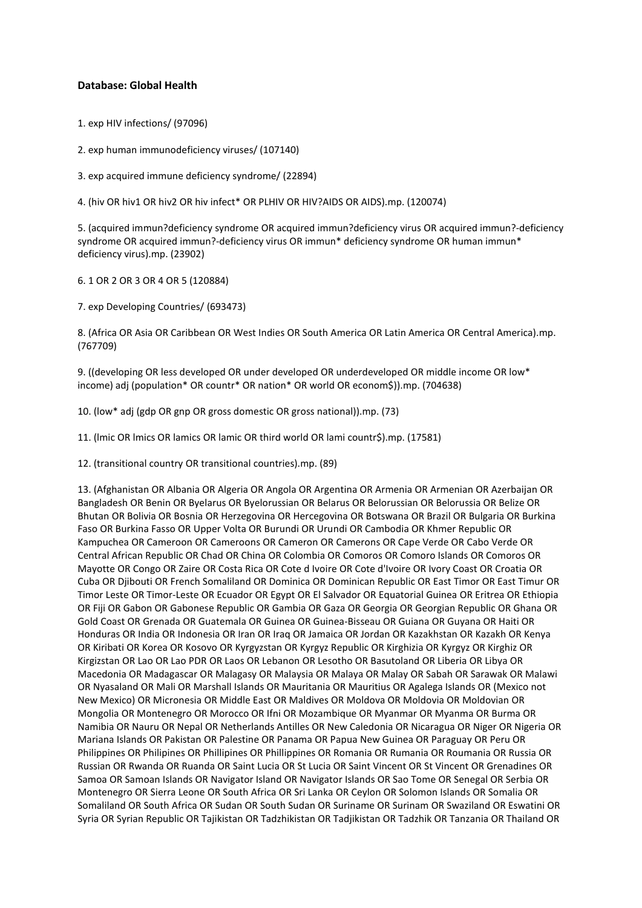**Database: Global Health**

1. exp HIV infections/ (97096)

2. exp human immunodeficiency viruses/ (107140)

3. exp acquired immune deficiency syndrome/ (22894)

4. (hiv OR hiv1 OR hiv2 OR hiv infect* OR PLHIV OR HIV?AIDS OR AIDS).mp. (120074)

5. (acquired immun?deficiency syndrome OR acquired immun?deficiency virus OR acquired immun?-deficiency syndrome OR acquired immun?-deficiency virus OR immun* deficiency syndrome OR human immun* deficiency virus).mp. (23902)

6. 1 OR 2 OR 3 OR 4 OR 5 (120884)

7. exp Developing Countries/ (693473)

8. (Africa OR Asia OR Caribbean OR West Indies OR South America OR Latin America OR Central America).mp. (767709)

9. ((developing OR less developed OR under developed OR underdeveloped OR middle income OR low* income) adj (population* OR countr* OR nation* OR world OR econom$)).mp. (704638)

10. (low* adj (gdp OR gnp OR gross domestic OR gross national)).mp. (73)

11. (lmic OR lmics OR lamics OR lamic OR third world OR lami countr$).mp. (17581)

12. (transitional country OR transitional countries).mp. (89)

13. (Afghanistan OR Albania OR Algeria OR Angola OR Argentina OR Armenia OR Armenian OR Azerbaijan OR Bangladesh OR Benin OR Byelarus OR Byelorussian OR Belarus OR Belorussian OR Belorussia OR Belize OR Bhutan OR Bolivia OR Bosnia OR Herzegovina OR Hercegovina OR Botswana OR Brazil OR Bulgaria OR Burkina Faso OR Burkina Fasso OR Upper Volta OR Burundi OR Urundi OR Cambodia OR Khmer Republic OR Kampuchea OR Cameroon OR Cameroons OR Cameron OR Camerons OR Cape Verde OR Cabo Verde OR Central African Republic OR Chad OR China OR Colombia OR Comoros OR Comoro Islands OR Comoros OR Mayotte OR Congo OR Zaire OR Costa Rica OR Cote d Ivoire OR Cote d'Ivoire OR Ivory Coast OR Croatia OR Cuba OR Djibouti OR French Somaliland OR Dominica OR Dominican Republic OR East Timor OR East Timur OR Timor Leste OR Timor-Leste OR Ecuador OR Egypt OR El Salvador OR Equatorial Guinea OR Eritrea OR Ethiopia OR Fiji OR Gabon OR Gabonese Republic OR Gambia OR Gaza OR Georgia OR Georgian Republic OR Ghana OR Gold Coast OR Grenada OR Guatemala OR Guinea OR Guinea-Bisseau OR Guiana OR Guyana OR Haiti OR Honduras OR India OR Indonesia OR Iran OR Iraq OR Jamaica OR Jordan OR Kazakhstan OR Kazakh OR Kenya OR Kiribati OR Korea OR Kosovo OR Kyrgyzstan OR Kyrgyz Republic OR Kirghizia OR Kyrgyz OR Kirghiz OR Kirgizstan OR Lao OR Lao PDR OR Laos OR Lebanon OR Lesotho OR Basutoland OR Liberia OR Libya OR Macedonia OR Madagascar OR Malagasy OR Malaysia OR Malaya OR Malay OR Sabah OR Sarawak OR Malawi OR Nyasaland OR Mali OR Marshall Islands OR Mauritania OR Mauritius OR Agalega Islands OR (Mexico not New Mexico) OR Micronesia OR Middle East OR Maldives OR Moldova OR Moldovia OR Moldovian OR Mongolia OR Montenegro OR Morocco OR Ifni OR Mozambique OR Myanmar OR Myanma OR Burma OR Namibia OR Nauru OR Nepal OR Netherlands Antilles OR New Caledonia OR Nicaragua OR Niger OR Nigeria OR Mariana Islands OR Pakistan OR Palestine OR Panama OR Papua New Guinea OR Paraguay OR Peru OR Philippines OR Philipines OR Phillipines OR Phillippines OR Romania OR Rumania OR Roumania OR Russia OR Russian OR Rwanda OR Ruanda OR Saint Lucia OR St Lucia OR Saint Vincent OR St Vincent OR Grenadines OR Samoa OR Samoan Islands OR Navigator Island OR Navigator Islands OR Sao Tome OR Senegal OR Serbia OR Montenegro OR Sierra Leone OR South Africa OR Sri Lanka OR Ceylon OR Solomon Islands OR Somalia OR Somaliland OR South Africa OR Sudan OR South Sudan OR Suriname OR Surinam OR Swaziland OR Eswatini OR Syria OR Syrian Republic OR Tajikistan OR Tadzhikistan OR Tadjikistan OR Tadzhik OR Tanzania OR Thailand OR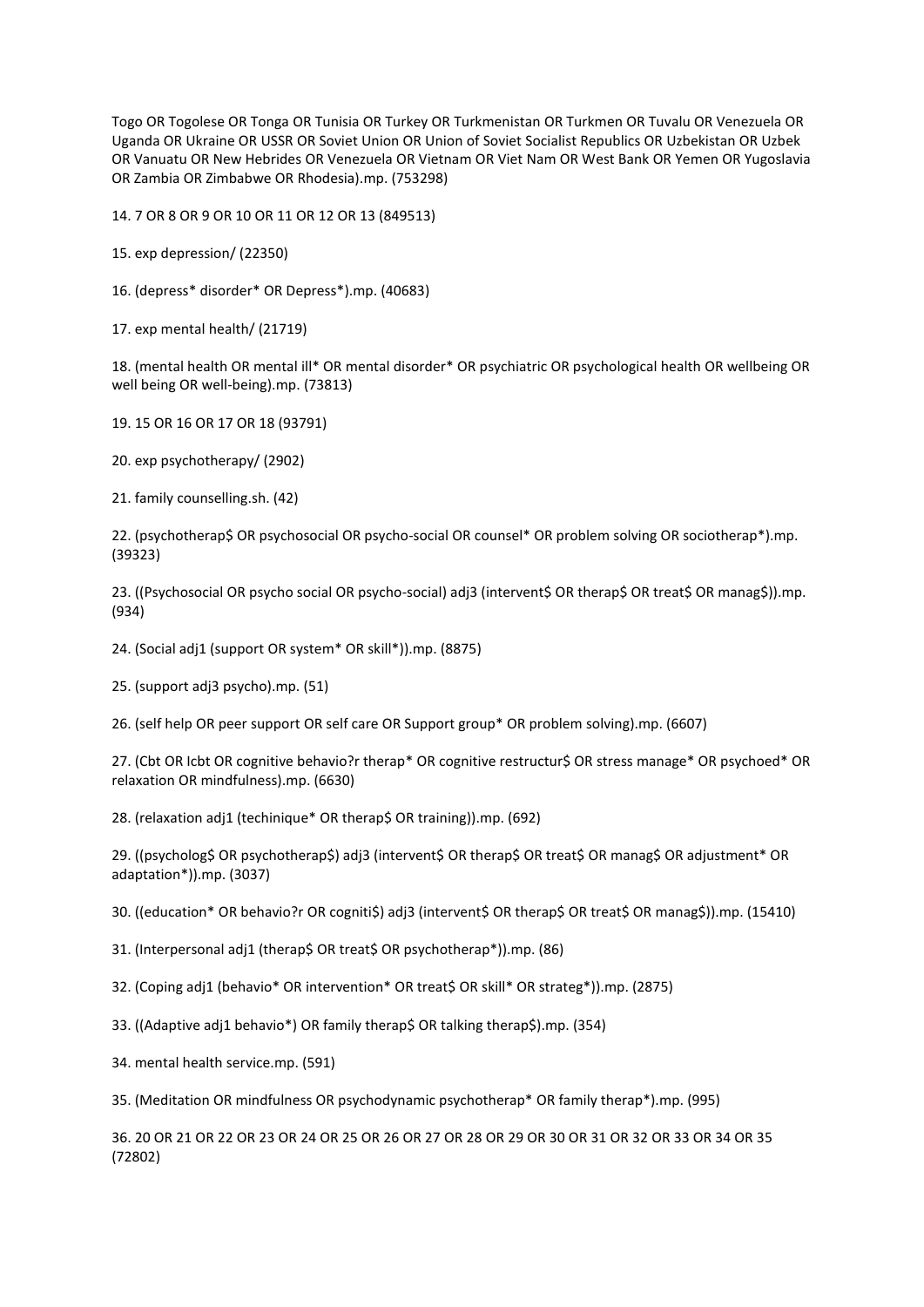Togo OR Togolese OR Tonga OR Tunisia OR Turkey OR Turkmenistan OR Turkmen OR Tuvalu OR Venezuela OR Uganda OR Ukraine OR USSR OR Soviet Union OR Union of Soviet Socialist Republics OR Uzbekistan OR Uzbek OR Vanuatu OR New Hebrides OR Venezuela OR Vietnam OR Viet Nam OR West Bank OR Yemen OR Yugoslavia OR Zambia OR Zimbabwe OR Rhodesia).mp. (753298)

14. 7 OR 8 OR 9 OR 10 OR 11 OR 12 OR 13 (849513)

15. exp depression/ (22350)

16. (depress* disorder* OR Depress*).mp. (40683)

17. exp mental health/ (21719)

18. (mental health OR mental ill* OR mental disorder* OR psychiatric OR psychological health OR wellbeing OR well being OR well-being).mp. (73813)

19. 15 OR 16 OR 17 OR 18 (93791)

20. exp psychotherapy/ (2902)

21. family counselling.sh. (42)

22. (psychotherap$ OR psychosocial OR psycho-social OR counsel* OR problem solving OR sociotherap*).mp. (39323)

23. ((Psychosocial OR psycho social OR psycho-social) adj3 (intervent$ OR therap$ OR treat$ OR manag$)).mp. (934)

24. (Social adj1 (support OR system* OR skill*)).mp. (8875)

25. (support adj3 psycho).mp. (51)

26. (self help OR peer support OR self care OR Support group* OR problem solving).mp. (6607)

27. (Cbt OR Icbt OR cognitive behavio?r therap* OR cognitive restructur$ OR stress manage* OR psychoed* OR relaxation OR mindfulness).mp. (6630)

28. (relaxation adj1 (techinique* OR therap$ OR training)).mp. (692)

29. ((psycholog$ OR psychotherap$) adj3 (intervent$ OR therap$ OR treat$ OR manag$ OR adjustment* OR adaptation*)).mp. (3037)

30. ((education* OR behavio?r OR cogniti$) adj3 (intervent$ OR therap$ OR treat$ OR manag$)).mp. (15410)

31. (Interpersonal adj1 (therap$ OR treat$ OR psychotherap*)).mp. (86)

32. (Coping adj1 (behavio* OR intervention* OR treat$ OR skill* OR strateg*)).mp. (2875)

33. ((Adaptive adj1 behavio*) OR family therap$ OR talking therap$).mp. (354)

34. mental health service.mp. (591)

35. (Meditation OR mindfulness OR psychodynamic psychotherap* OR family therap*).mp. (995)

36. 20 OR 21 OR 22 OR 23 OR 24 OR 25 OR 26 OR 27 OR 28 OR 29 OR 30 OR 31 OR 32 OR 33 OR 34 OR 35 (72802)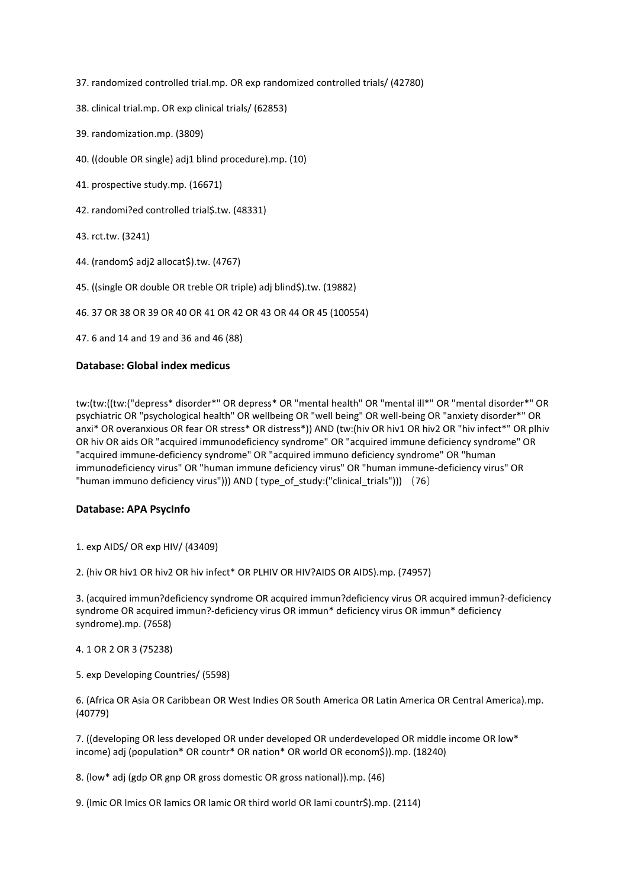37. randomized controlled trial.mp. OR exp randomized controlled trials/ (42780)

38. clinical trial.mp. OR exp clinical trials/ (62853)

39. randomization.mp. (3809)

40. ((double OR single) adj1 blind procedure).mp. (10)

41. prospective study.mp. (16671)

42. randomi?ed controlled trial$.tw. (48331)

43. rct.tw. (3241)

44. (random$ adj2 allocat$).tw. (4767)

45. ((single OR double OR treble OR triple) adj blind$).tw. (19882)

46. 37 OR 38 OR 39 OR 40 OR 41 OR 42 OR 43 OR 44 OR 45 (100554)

47. 6 and 14 and 19 and 36 and 46 (88)

**Database: Global index medicus**

tw:(tw:((tw:("depress* disorder*" OR depress* OR "mental health" OR "mental ill*" OR "mental disorder*" OR psychiatric OR "psychological health" OR wellbeing OR "well being" OR well-being OR "anxiety disorder*" OR anxi* OR overanxious OR fear OR stress* OR distress*)) AND (tw:(hiv OR hiv1 OR hiv2 OR "hiv infect*" OR plhiv OR hiv OR aids OR "acquired immunodeficiency syndrome" OR "acquired immune deficiency syndrome" OR "acquired immune-deficiency syndrome" OR "acquired immuno deficiency syndrome" OR "human immunodeficiency virus" OR "human immune deficiency virus" OR "human immune-deficiency virus" OR "human immuno deficiency virus"))) AND ( type_of_study:("clinical_trials"))) （76）

**Database: APA PsycInfo**

1. exp AIDS/ OR exp HIV/ (43409)

2. (hiv OR hiv1 OR hiv2 OR hiv infect* OR PLHIV OR HIV?AIDS OR AIDS).mp. (74957)

3. (acquired immun?deficiency syndrome OR acquired immun?deficiency virus OR acquired immun?-deficiency syndrome OR acquired immun?-deficiency virus OR immun* deficiency virus OR immun* deficiency syndrome).mp. (7658)

4. 1 OR 2 OR 3 (75238)

5. exp Developing Countries/ (5598)

6. (Africa OR Asia OR Caribbean OR West Indies OR South America OR Latin America OR Central America).mp. (40779)

7. ((developing OR less developed OR under developed OR underdeveloped OR middle income OR low* income) adj (population* OR countr* OR nation* OR world OR econom$)).mp. (18240)

8. (low* adj (gdp OR gnp OR gross domestic OR gross national)).mp. (46)

9. (lmic OR lmics OR lamics OR lamic OR third world OR lami countr$).mp. (2114)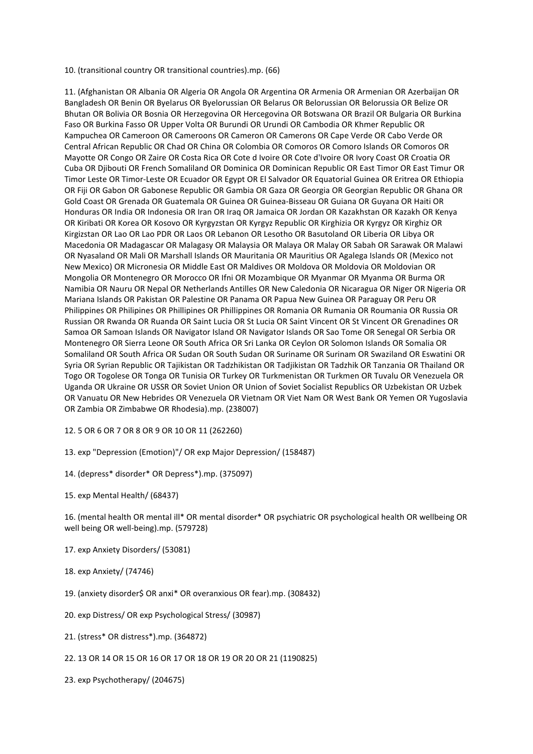10. (transitional country OR transitional countries).mp. (66)

11. (Afghanistan OR Albania OR Algeria OR Angola OR Argentina OR Armenia OR Armenian OR Azerbaijan OR Bangladesh OR Benin OR Byelarus OR Byelorussian OR Belarus OR Belorussian OR Belorussia OR Belize OR Bhutan OR Bolivia OR Bosnia OR Herzegovina OR Hercegovina OR Botswana OR Brazil OR Bulgaria OR Burkina Faso OR Burkina Fasso OR Upper Volta OR Burundi OR Urundi OR Cambodia OR Khmer Republic OR Kampuchea OR Cameroon OR Cameroons OR Cameron OR Camerons OR Cape Verde OR Cabo Verde OR Central African Republic OR Chad OR China OR Colombia OR Comoros OR Comoro Islands OR Comoros OR Mayotte OR Congo OR Zaire OR Costa Rica OR Cote d Ivoire OR Cote d'Ivoire OR Ivory Coast OR Croatia OR Cuba OR Djibouti OR French Somaliland OR Dominica OR Dominican Republic OR East Timor OR East Timur OR Timor Leste OR Timor-Leste OR Ecuador OR Egypt OR El Salvador OR Equatorial Guinea OR Eritrea OR Ethiopia OR Fiji OR Gabon OR Gabonese Republic OR Gambia OR Gaza OR Georgia OR Georgian Republic OR Ghana OR Gold Coast OR Grenada OR Guatemala OR Guinea OR Guinea-Bisseau OR Guiana OR Guyana OR Haiti OR Honduras OR India OR Indonesia OR Iran OR Iraq OR Jamaica OR Jordan OR Kazakhstan OR Kazakh OR Kenya OR Kiribati OR Korea OR Kosovo OR Kyrgyzstan OR Kyrgyz Republic OR Kirghizia OR Kyrgyz OR Kirghiz OR Kirgizstan OR Lao OR Lao PDR OR Laos OR Lebanon OR Lesotho OR Basutoland OR Liberia OR Libya OR Macedonia OR Madagascar OR Malagasy OR Malaysia OR Malaya OR Malay OR Sabah OR Sarawak OR Malawi OR Nyasaland OR Mali OR Marshall Islands OR Mauritania OR Mauritius OR Agalega Islands OR (Mexico not New Mexico) OR Micronesia OR Middle East OR Maldives OR Moldova OR Moldovia OR Moldovian OR Mongolia OR Montenegro OR Morocco OR Ifni OR Mozambique OR Myanmar OR Myanma OR Burma OR Namibia OR Nauru OR Nepal OR Netherlands Antilles OR New Caledonia OR Nicaragua OR Niger OR Nigeria OR Mariana Islands OR Pakistan OR Palestine OR Panama OR Papua New Guinea OR Paraguay OR Peru OR Philippines OR Philipines OR Phillipines OR Phillippines OR Romania OR Rumania OR Roumania OR Russia OR Russian OR Rwanda OR Ruanda OR Saint Lucia OR St Lucia OR Saint Vincent OR St Vincent OR Grenadines OR Samoa OR Samoan Islands OR Navigator Island OR Navigator Islands OR Sao Tome OR Senegal OR Serbia OR Montenegro OR Sierra Leone OR South Africa OR Sri Lanka OR Ceylon OR Solomon Islands OR Somalia OR Somaliland OR South Africa OR Sudan OR South Sudan OR Suriname OR Surinam OR Swaziland OR Eswatini OR Syria OR Syrian Republic OR Tajikistan OR Tadzhikistan OR Tadjikistan OR Tadzhik OR Tanzania OR Thailand OR Togo OR Togolese OR Tonga OR Tunisia OR Turkey OR Turkmenistan OR Turkmen OR Tuvalu OR Venezuela OR Uganda OR Ukraine OR USSR OR Soviet Union OR Union of Soviet Socialist Republics OR Uzbekistan OR Uzbek OR Vanuatu OR New Hebrides OR Venezuela OR Vietnam OR Viet Nam OR West Bank OR Yemen OR Yugoslavia OR Zambia OR Zimbabwe OR Rhodesia).mp. (238007)

12. 5 OR 6 OR 7 OR 8 OR 9 OR 10 OR 11 (262260)

13. exp "Depression (Emotion)"/ OR exp Major Depression/ (158487)

14. (depress* disorder* OR Depress*).mp. (375097)

15. exp Mental Health/ (68437)

16. (mental health OR mental ill* OR mental disorder* OR psychiatric OR psychological health OR wellbeing OR well being OR well-being).mp. (579728)

17. exp Anxiety Disorders/ (53081)

18. exp Anxiety/ (74746)

19. (anxiety disorder$ OR anxi* OR overanxious OR fear).mp. (308432)

20. exp Distress/ OR exp Psychological Stress/ (30987)

21. (stress* OR distress*).mp. (364872)

22. 13 OR 14 OR 15 OR 16 OR 17 OR 18 OR 19 OR 20 OR 21 (1190825)

23. exp Psychotherapy/ (204675)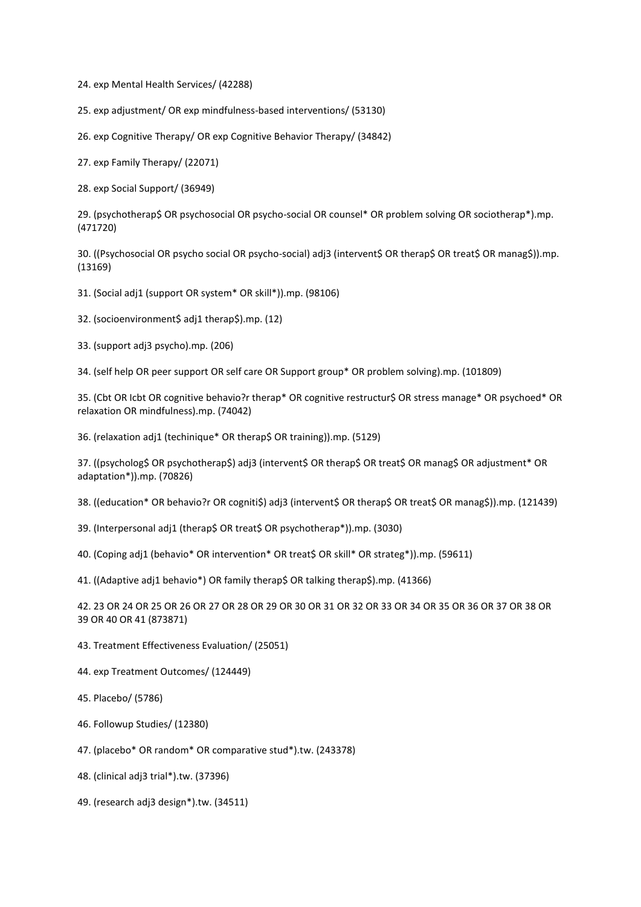24. exp Mental Health Services/ (42288)

25. exp adjustment/ OR exp mindfulness-based interventions/ (53130)

26. exp Cognitive Therapy/ OR exp Cognitive Behavior Therapy/ (34842)

27. exp Family Therapy/ (22071)

28. exp Social Support/ (36949)

29. (psychotherap$ OR psychosocial OR psycho-social OR counsel* OR problem solving OR sociotherap*).mp. (471720)

30. ((Psychosocial OR psycho social OR psycho-social) adj3 (intervent$ OR therap$ OR treat$ OR manag$)).mp. (13169)

31. (Social adj1 (support OR system* OR skill*)).mp. (98106)

32. (socioenvironment$ adj1 therap$).mp. (12)

33. (support adj3 psycho).mp. (206)

34. (self help OR peer support OR self care OR Support group* OR problem solving).mp. (101809)

35. (Cbt OR Icbt OR cognitive behavio?r therap* OR cognitive restructur$ OR stress manage* OR psychoed* OR relaxation OR mindfulness).mp. (74042)

36. (relaxation adj1 (techinique* OR therap$ OR training)).mp. (5129)

37. ((psycholog$ OR psychotherap$) adj3 (intervent$ OR therap$ OR treat$ OR manag$ OR adjustment* OR adaptation*)).mp. (70826)

38. ((education* OR behavio?r OR cogniti$) adj3 (intervent$ OR therap$ OR treat$ OR manag$)).mp. (121439)

39. (Interpersonal adj1 (therap$ OR treat$ OR psychotherap*)).mp. (3030)

40. (Coping adj1 (behavio* OR intervention* OR treat$ OR skill* OR strateg*)).mp. (59611)

41. ((Adaptive adj1 behavio*) OR family therap$ OR talking therap$).mp. (41366)

42. 23 OR 24 OR 25 OR 26 OR 27 OR 28 OR 29 OR 30 OR 31 OR 32 OR 33 OR 34 OR 35 OR 36 OR 37 OR 38 OR 39 OR 40 OR 41 (873871)

43. Treatment Effectiveness Evaluation/ (25051)

44. exp Treatment Outcomes/ (124449)

45. Placebo/ (5786)

46. Followup Studies/ (12380)

47. (placebo* OR random* OR comparative stud*).tw. (243378)

48. (clinical adj3 trial*).tw. (37396)

49. (research adj3 design*).tw. (34511)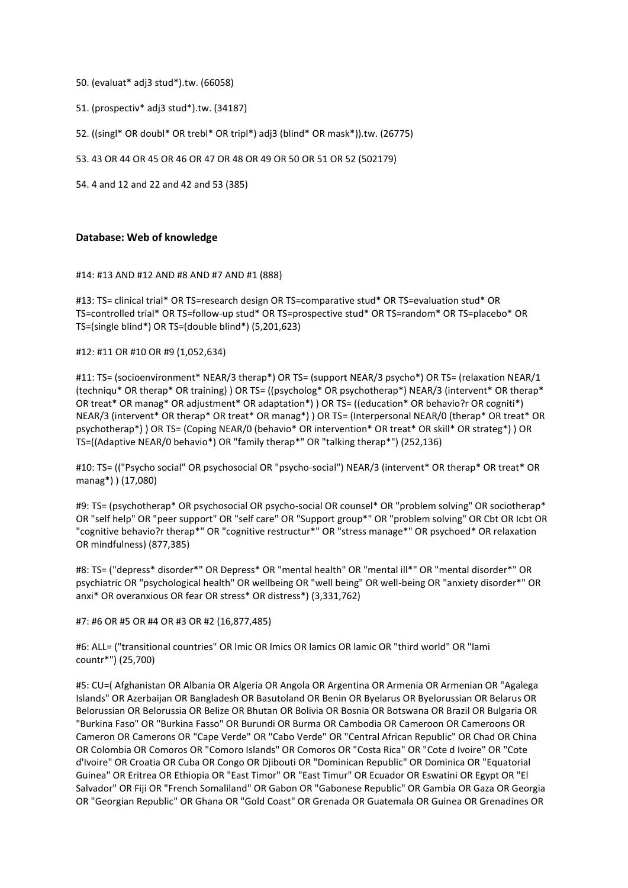50. (evaluat* adj3 stud*).tw. (66058)

51. (prospectiv* adj3 stud*).tw. (34187)

52. ((singl* OR doubl* OR trebl* OR tripl*) adj3 (blind* OR mask*)).tw. (26775)

53. 43 OR 44 OR 45 OR 46 OR 47 OR 48 OR 49 OR 50 OR 51 OR 52 (502179)

54. 4 and 12 and 22 and 42 and 53 (385)

**Database: Web of knowledge**

#14: #13 AND #12 AND #8 AND #7 AND #1 (888)

#13: TS= clinical trial* OR TS=research design OR TS=comparative stud* OR TS=evaluation stud* OR TS=controlled trial* OR TS=follow-up stud* OR TS=prospective stud* OR TS=random* OR TS=placebo* OR TS=(single blind*) OR TS=(double blind*) (5,201,623)

#12: #11 OR #10 OR #9 (1,052,634)

#11: TS= (socioenvironment* NEAR/3 therap*) OR TS= (support NEAR/3 psycho*) OR TS= (relaxation NEAR/1 (techniqu* OR therap* OR training) ) OR TS= ((psycholog* OR psychotherap*) NEAR/3 (intervent* OR therap* OR treat* OR manag* OR adjustment* OR adaptation*) ) OR TS= ((education* OR behavio?r OR cogniti*) NEAR/3 (intervent* OR therap* OR treat* OR manag*) ) OR TS= (Interpersonal NEAR/0 (therap* OR treat* OR psychotherap*) ) OR TS= (Coping NEAR/0 (behavio* OR intervention* OR treat* OR skill* OR strateg*) ) OR TS=((Adaptive NEAR/0 behavio*) OR "family therap*" OR "talking therap*") (252,136)

#10: TS= (("Psycho social" OR psychosocial OR "psycho-social") NEAR/3 (intervent* OR therap* OR treat* OR manag*) ) (17,080)

#9: TS= (psychotherap* OR psychosocial OR psycho-social OR counsel* OR "problem solving" OR sociotherap* OR "self help" OR "peer support" OR "self care" OR "Support group*" OR "problem solving" OR Cbt OR Icbt OR "cognitive behavio?r therap*" OR "cognitive restructur*" OR "stress manage*" OR psychoed* OR relaxation OR mindfulness) (877,385)

#8: TS= ("depress* disorder*" OR Depress* OR "mental health" OR "mental ill*" OR "mental disorder*" OR psychiatric OR "psychological health" OR wellbeing OR "well being" OR well-being OR "anxiety disorder*" OR anxi* OR overanxious OR fear OR stress* OR distress*) (3,331,762)

#7: #6 OR #5 OR #4 OR #3 OR #2 (16,877,485)

#6: ALL= ("transitional countries" OR lmic OR lmics OR lamics OR lamic OR "third world" OR "lami countr*") (25,700)

#5: CU=( Afghanistan OR Albania OR Algeria OR Angola OR Argentina OR Armenia OR Armenian OR "Agalega Islands" OR Azerbaijan OR Bangladesh OR Basutoland OR Benin OR Byelarus OR Byelorussian OR Belarus OR Belorussian OR Belorussia OR Belize OR Bhutan OR Bolivia OR Bosnia OR Botswana OR Brazil OR Bulgaria OR "Burkina Faso" OR "Burkina Fasso" OR Burundi OR Burma OR Cambodia OR Cameroon OR Cameroons OR Cameron OR Camerons OR "Cape Verde" OR "Cabo Verde" OR "Central African Republic" OR Chad OR China OR Colombia OR Comoros OR "Comoro Islands" OR Comoros OR "Costa Rica" OR "Cote d Ivoire" OR "Cote d'Ivoire" OR Croatia OR Cuba OR Congo OR Djibouti OR "Dominican Republic" OR Dominica OR "Equatorial Guinea" OR Eritrea OR Ethiopia OR "East Timor" OR "East Timur" OR Ecuador OR Eswatini OR Egypt OR "El Salvador" OR Fiji OR "French Somaliland" OR Gabon OR "Gabonese Republic" OR Gambia OR Gaza OR Georgia OR "Georgian Republic" OR Ghana OR "Gold Coast" OR Grenada OR Guatemala OR Guinea OR Grenadines OR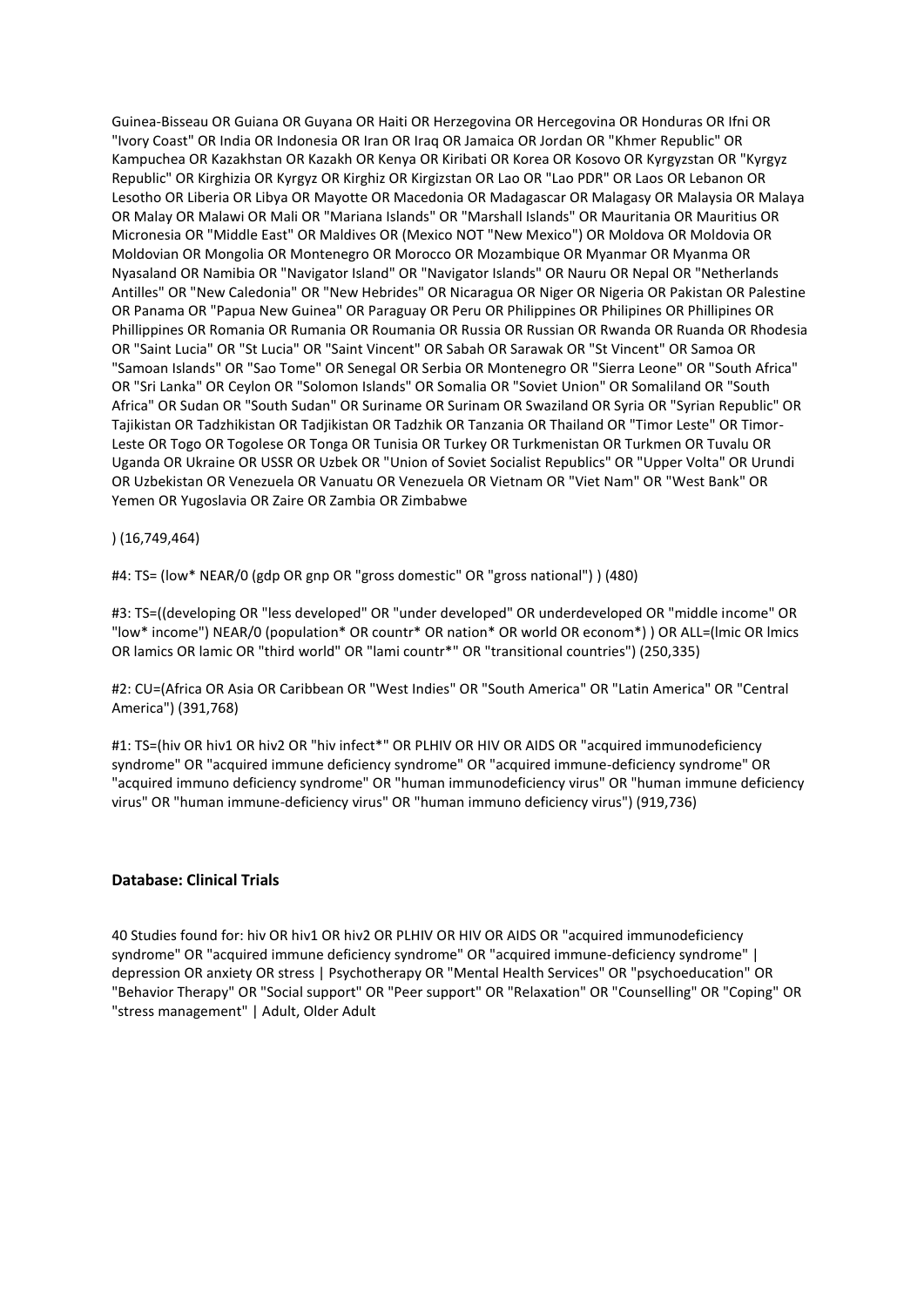Guinea-Bisseau OR Guiana OR Guyana OR Haiti OR Herzegovina OR Hercegovina OR Honduras OR Ifni OR "Ivory Coast" OR India OR Indonesia OR Iran OR Iraq OR Jamaica OR Jordan OR "Khmer Republic" OR Kampuchea OR Kazakhstan OR Kazakh OR Kenya OR Kiribati OR Korea OR Kosovo OR Kyrgyzstan OR "Kyrgyz Republic" OR Kirghizia OR Kyrgyz OR Kirghiz OR Kirgizstan OR Lao OR "Lao PDR" OR Laos OR Lebanon OR Lesotho OR Liberia OR Libya OR Mayotte OR Macedonia OR Madagascar OR Malagasy OR Malaysia OR Malaya OR Malay OR Malawi OR Mali OR "Mariana Islands" OR "Marshall Islands" OR Mauritania OR Mauritius OR Micronesia OR "Middle East" OR Maldives OR (Mexico NOT "New Mexico") OR Moldova OR Moldovia OR Moldovian OR Mongolia OR Montenegro OR Morocco OR Mozambique OR Myanmar OR Myanma OR Nyasaland OR Namibia OR "Navigator Island" OR "Navigator Islands" OR Nauru OR Nepal OR "Netherlands Antilles" OR "New Caledonia" OR "New Hebrides" OR Nicaragua OR Niger OR Nigeria OR Pakistan OR Palestine OR Panama OR "Papua New Guinea" OR Paraguay OR Peru OR Philippines OR Philipines OR Phillipines OR Phillippines OR Romania OR Rumania OR Roumania OR Russia OR Russian OR Rwanda OR Ruanda OR Rhodesia OR "Saint Lucia" OR "St Lucia" OR "Saint Vincent" OR Sabah OR Sarawak OR "St Vincent" OR Samoa OR "Samoan Islands" OR "Sao Tome" OR Senegal OR Serbia OR Montenegro OR "Sierra Leone" OR "South Africa" OR "Sri Lanka" OR Ceylon OR "Solomon Islands" OR Somalia OR "Soviet Union" OR Somaliland OR "South Africa" OR Sudan OR "South Sudan" OR Suriname OR Surinam OR Swaziland OR Syria OR "Syrian Republic" OR Tajikistan OR Tadzhikistan OR Tadjikistan OR Tadzhik OR Tanzania OR Thailand OR "Timor Leste" OR Timor-Leste OR Togo OR Togolese OR Tonga OR Tunisia OR Turkey OR Turkmenistan OR Turkmen OR Tuvalu OR Uganda OR Ukraine OR USSR OR Uzbek OR "Union of Soviet Socialist Republics" OR "Upper Volta" OR Urundi OR Uzbekistan OR Venezuela OR Vanuatu OR Venezuela OR Vietnam OR "Viet Nam" OR "West Bank" OR Yemen OR Yugoslavia OR Zaire OR Zambia OR Zimbabwe

) (16,749,464)

#4: TS= (low* NEAR/0 (gdp OR gnp OR "gross domestic" OR "gross national") ) (480)

#3: TS=((developing OR "less developed" OR "under developed" OR underdeveloped OR "middle income" OR "low* income") NEAR/0 (population* OR countr* OR nation* OR world OR econom*) ) OR ALL=(lmic OR lmics OR lamics OR lamic OR "third world" OR "lami countr*" OR "transitional countries") (250,335)

#2: CU=(Africa OR Asia OR Caribbean OR "West Indies" OR "South America" OR "Latin America" OR "Central America") (391,768)

#1: TS=(hiv OR hiv1 OR hiv2 OR "hiv infect*" OR PLHIV OR HIV OR AIDS OR "acquired immunodeficiency syndrome" OR "acquired immune deficiency syndrome" OR "acquired immune-deficiency syndrome" OR "acquired immuno deficiency syndrome" OR "human immunodeficiency virus" OR "human immune deficiency virus" OR "human immune-deficiency virus" OR "human immuno deficiency virus") (919,736)

### Database: Clinical Trials

40 Studies found for: hiv OR hiv1 OR hiv2 OR PLHIV OR HIV OR AIDS OR "acquired immunodeficiency syndrome" OR "acquired immune deficiency syndrome" OR "acquired immune-deficiency syndrome" | depression OR anxiety OR stress | Psychotherapy OR "Mental Health Services" OR "psychoeducation" OR "Behavior Therapy" OR "Social support" OR "Peer support" OR "Relaxation" OR "Counselling" OR "Coping" OR "stress management" | Adult, Older Adult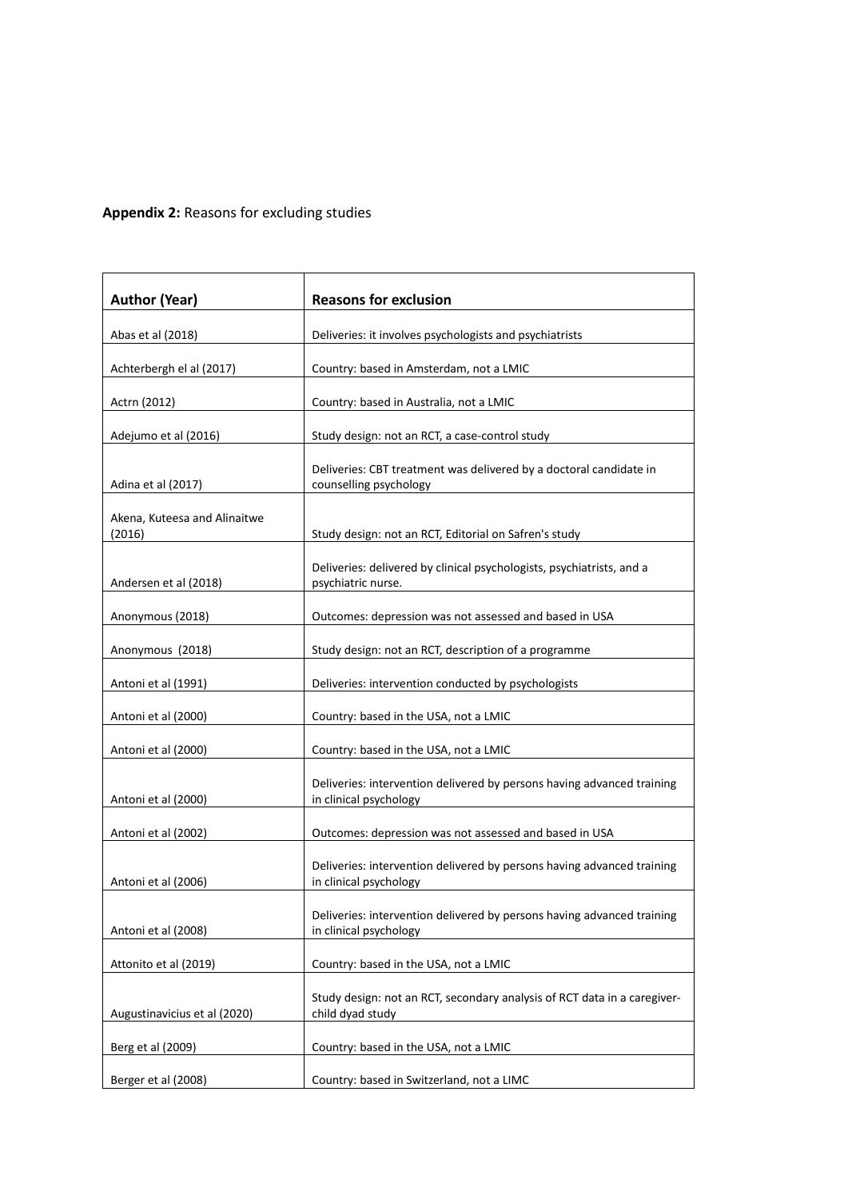**Appendix 2:** Reasons for excluding studies

| Author (Year) | Reasons for exclusion |
|---|---|
| Abas et al (2018) | Deliveries: it involves psychologists and psychiatrists |
| Achterbergh el al (2017) | Country: based in Amsterdam, not a LMIC |
| Actrn (2012) | Country: based in Australia, not a LMIC |
| Adejumo et al (2016) | Study design: not an RCT, a case-control study |
| Adina et al (2017) | Deliveries: CBT treatment was delivered by a doctoral candidate in counselling psychology |
| Akena, Kuteesa and Alinaitwe (2016) | Study design: not an RCT, Editorial on Safren's study |
| Andersen et al (2018) | Deliveries: delivered by clinical psychologists, psychiatrists, and a psychiatric nurse. |
| Anonymous (2018) | Outcomes: depression was not assessed and based in USA |
| Anonymous (2018) | Study design: not an RCT, description of a programme |
| Antoni et al (1991) | Deliveries: intervention conducted by psychologists |
| Antoni et al (2000) | Country: based in the USA, not a LMIC |
| Antoni et al (2000) | Country: based in the USA, not a LMIC |
| Antoni et al (2000) | Deliveries: intervention delivered by persons having advanced training in clinical psychology |
| Antoni et al (2002) | Outcomes: depression was not assessed and based in USA |
| Antoni et al (2006) | Deliveries: intervention delivered by persons having advanced training in clinical psychology |
| Antoni et al (2008) | Deliveries: intervention delivered by persons having advanced training in clinical psychology |
| Attonito et al (2019) | Country: based in the USA, not a LMIC |
| Augustinavicius et al (2020) | Study design: not an RCT, secondary analysis of RCT data in a caregiver-child dyad study |
| Berg et al (2009) | Country: based in the USA, not a LMIC |
| Berger et al (2008) | Country: based in Switzerland, not a LIMC |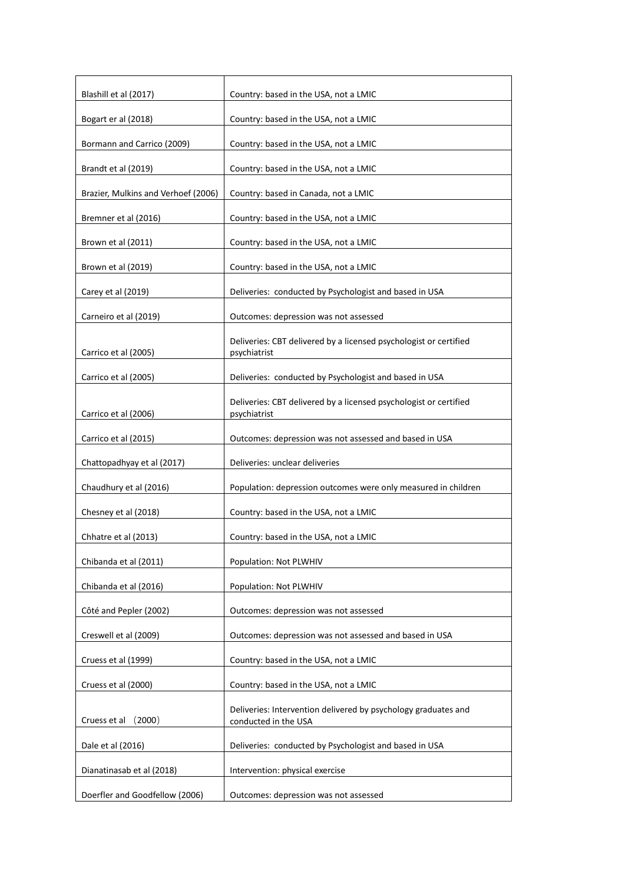| | |
|---|---|
| Blashill et al (2017) | Country: based in the USA, not a LMIC |
| Bogart er al (2018) | Country: based in the USA, not a LMIC |
| Bormann and Carrico (2009) | Country: based in the USA, not a LMIC |
| Brandt et al (2019) | Country: based in the USA, not a LMIC |
| Brazier, Mulkins and Verhoef (2006) | Country: based in Canada, not a LMIC |
| Bremner et al (2016) | Country: based in the USA, not a LMIC |
| Brown et al (2011) | Country: based in the USA, not a LMIC |
| Brown et al (2019) | Country: based in the USA, not a LMIC |
| Carey et al (2019) | Deliveries: conducted by Psychologist and based in USA |
| Carneiro et al (2019) | Outcomes: depression was not assessed |
| Carrico et al (2005) | Deliveries: CBT delivered by a licensed psychologist or certified psychiatrist |
| Carrico et al (2005) | Deliveries: conducted by Psychologist and based in USA |
| Carrico et al (2006) | Deliveries: CBT delivered by a licensed psychologist or certified psychiatrist |
| Carrico et al (2015) | Outcomes: depression was not assessed and based in USA |
| Chattopadhyay et al (2017) | Deliveries: unclear deliveries |
| Chaudhury et al (2016) | Population: depression outcomes were only measured in children |
| Chesney et al (2018) | Country: based in the USA, not a LMIC |
| Chhatre et al (2013) | Country: based in the USA, not a LMIC |
| Chibanda et al (2011) | Population: Not PLWHIV |
| Chibanda et al (2016) | Population: Not PLWHIV |
| Côté and Pepler (2002) | Outcomes: depression was not assessed |
| Creswell et al (2009) | Outcomes: depression was not assessed and based in USA |
| Cruess et al (1999) | Country: based in the USA, not a LMIC |
| Cruess et al (2000) | Country: based in the USA, not a LMIC |
| Cruess et al （2000） | Deliveries: Intervention delivered by psychology graduates and conducted in the USA |
| Dale et al (2016) | Deliveries: conducted by Psychologist and based in USA |
| Dianatinasab et al (2018) | Intervention: physical exercise |
| Doerfler and Goodfellow (2006) | Outcomes: depression was not assessed |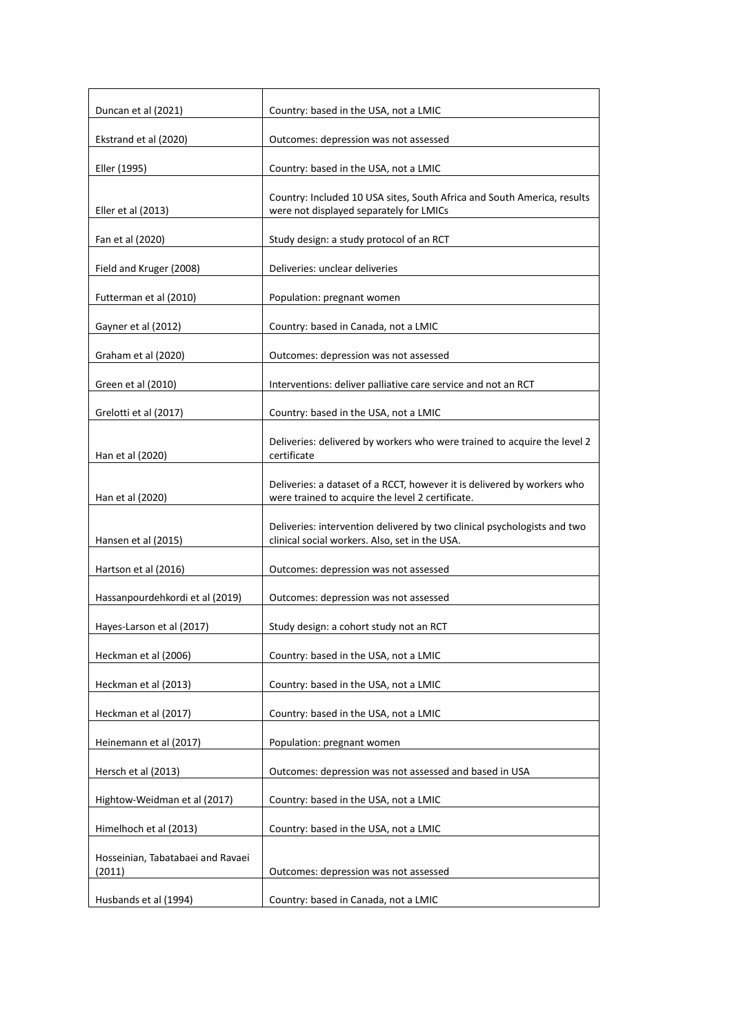| | |
|---|---|
| Duncan et al (2021) | Country: based in the USA, not a LMIC |
| Ekstrand et al (2020) | Outcomes: depression was not assessed |
| Eller (1995) | Country: based in the USA, not a LMIC |
| Eller et al (2013) | Country: Included 10 USA sites, South Africa and South America, results were not displayed separately for LMICs |
| Fan et al (2020) | Study design: a study protocol of an RCT |
| Field and Kruger (2008) | Deliveries: unclear deliveries |
| Futterman et al (2010) | Population: pregnant women |
| Gayner et al (2012) | Country: based in Canada, not a LMIC |
| Graham et al (2020) | Outcomes: depression was not assessed |
| Green et al (2010) | Interventions: deliver palliative care service and not an RCT |
| Grelotti et al (2017) | Country: based in the USA, not a LMIC |
| Han et al (2020) | Deliveries: delivered by workers who were trained to acquire the level 2 certificate |
| Han et al (2020) | Deliveries: a dataset of a RCCT, however it is delivered by workers who were trained to acquire the level 2 certificate. |
| Hansen et al (2015) | Deliveries: intervention delivered by two clinical psychologists and two clinical social workers. Also, set in the USA. |
| Hartson et al (2016) | Outcomes: depression was not assessed |
| Hassanpourdehkordi et al (2019) | Outcomes: depression was not assessed |
| Hayes-Larson et al (2017) | Study design: a cohort study not an RCT |
| Heckman et al (2006) | Country: based in the USA, not a LMIC |
| Heckman et al (2013) | Country: based in the USA, not a LMIC |
| Heckman et al (2017) | Country: based in the USA, not a LMIC |
| Heinemann et al (2017) | Population: pregnant women |
| Hersch et al (2013) | Outcomes: depression was not assessed and based in USA |
| Hightow-Weidman et al (2017) | Country: based in the USA, not a LMIC |
| Himelhoch et al (2013) | Country: based in the USA, not a LMIC |
| Hosseinian, Tabatabaei and Ravaei (2011) | Outcomes: depression was not assessed |
| Husbands et al (1994) | Country: based in Canada, not a LMIC |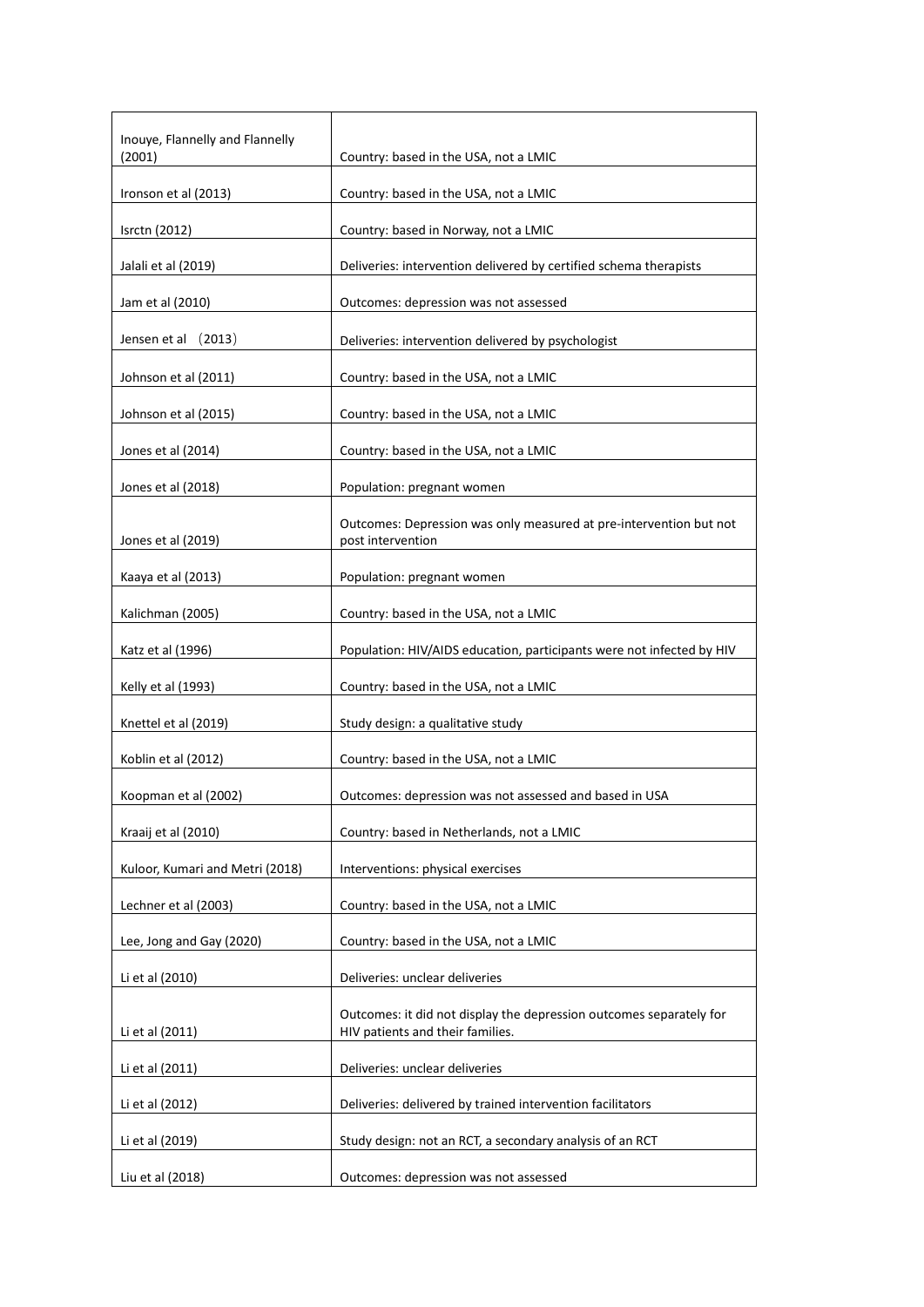| | |
|---|---|
| Inouye, Flannelly and Flannelly (2001) | Country: based in the USA, not a LMIC |
| Ironson et al (2013) | Country: based in the USA, not a LMIC |
| Isrctn (2012) | Country: based in Norway, not a LMIC |
| Jalali et al (2019) | Deliveries: intervention delivered by certified schema therapists |
| Jam et al (2010) | Outcomes: depression was not assessed |
| Jensen et al （2013） | Deliveries: intervention delivered by psychologist |
| Johnson et al (2011) | Country: based in the USA, not a LMIC |
| Johnson et al (2015) | Country: based in the USA, not a LMIC |
| Jones et al (2014) | Country: based in the USA, not a LMIC |
| Jones et al (2018) | Population: pregnant women |
| Jones et al (2019) | Outcomes: Depression was only measured at pre-intervention but not post intervention |
| Kaaya et al (2013) | Population: pregnant women |
| Kalichman (2005) | Country: based in the USA, not a LMIC |
| Katz et al (1996) | Population: HIV/AIDS education, participants were not infected by HIV |
| Kelly et al (1993) | Country: based in the USA, not a LMIC |
| Knettel et al (2019) | Study design: a qualitative study |
| Koblin et al (2012) | Country: based in the USA, not a LMIC |
| Koopman et al (2002) | Outcomes: depression was not assessed and based in USA |
| Kraaij et al (2010) | Country: based in Netherlands, not a LMIC |
| Kuloor, Kumari and Metri (2018) | Interventions: physical exercises |
| Lechner et al (2003) | Country: based in the USA, not a LMIC |
| Lee, Jong and Gay (2020) | Country: based in the USA, not a LMIC |
| Li et al (2010) | Deliveries: unclear deliveries |
| Li et al (2011) | Outcomes: it did not display the depression outcomes separately for HIV patients and their families. |
| Li et al (2011) | Deliveries: unclear deliveries |
| Li et al (2012) | Deliveries: delivered by trained intervention facilitators |
| Li et al (2019) | Study design: not an RCT, a secondary analysis of an RCT |
| Liu et al (2018) | Outcomes: depression was not assessed |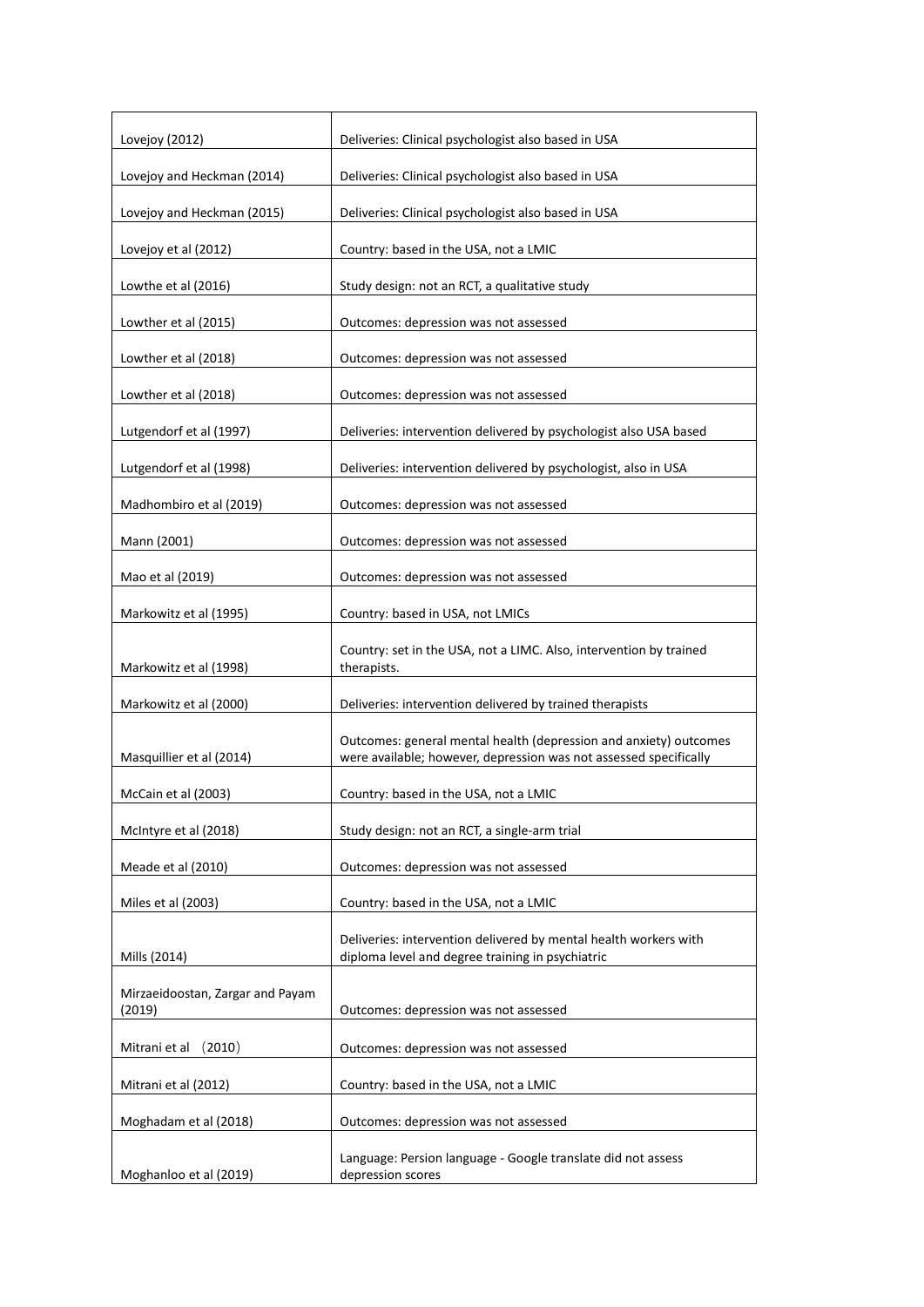| Lovejoy (2012) | Deliveries: Clinical psychologist also based in USA |
|---|---|
| Lovejoy and Heckman (2014) | Deliveries: Clinical psychologist also based in USA |
| Lovejoy and Heckman (2015) | Deliveries: Clinical psychologist also based in USA |
| Lovejoy et al (2012) | Country: based in the USA, not a LMIC |
| Lowthe et al (2016) | Study design: not an RCT, a qualitative study |
| Lowther et al (2015) | Outcomes: depression was not assessed |
| Lowther et al (2018) | Outcomes: depression was not assessed |
| Lowther et al (2018) | Outcomes: depression was not assessed |
| Lutgendorf et al (1997) | Deliveries: intervention delivered by psychologist also USA based |
| Lutgendorf et al (1998) | Deliveries: intervention delivered by psychologist, also in USA |
| Madhombiro et al (2019) | Outcomes: depression was not assessed |
| Mann (2001) | Outcomes: depression was not assessed |
| Mao et al (2019) | Outcomes: depression was not assessed |
| Markowitz et al (1995) | Country: based in USA, not LMICs |
| Markowitz et al (1998) | Country: set in the USA, not a LIMC. Also, intervention by trained therapists. |
| Markowitz et al (2000) | Deliveries: intervention delivered by trained therapists |
| Masquillier et al (2014) | Outcomes: general mental health (depression and anxiety) outcomes were available; however, depression was not assessed specifically |
| McCain et al (2003) | Country: based in the USA, not a LMIC |
| McIntyre et al (2018) | Study design: not an RCT, a single-arm trial |
| Meade et al (2010) | Outcomes: depression was not assessed |
| Miles et al (2003) | Country: based in the USA, not a LMIC |
| Mills (2014) | Deliveries: intervention delivered by mental health workers with diploma level and degree training in psychiatric |
| Mirzaeidoostan, Zargar and Payam (2019) | Outcomes: depression was not assessed |
| Mitrani et al （2010） | Outcomes: depression was not assessed |
| Mitrani et al (2012) | Country: based in the USA, not a LMIC |
| Moghadam et al (2018) | Outcomes: depression was not assessed |
| Moghanloo et al (2019) | Language: Persion language - Google translate did not assess depression scores |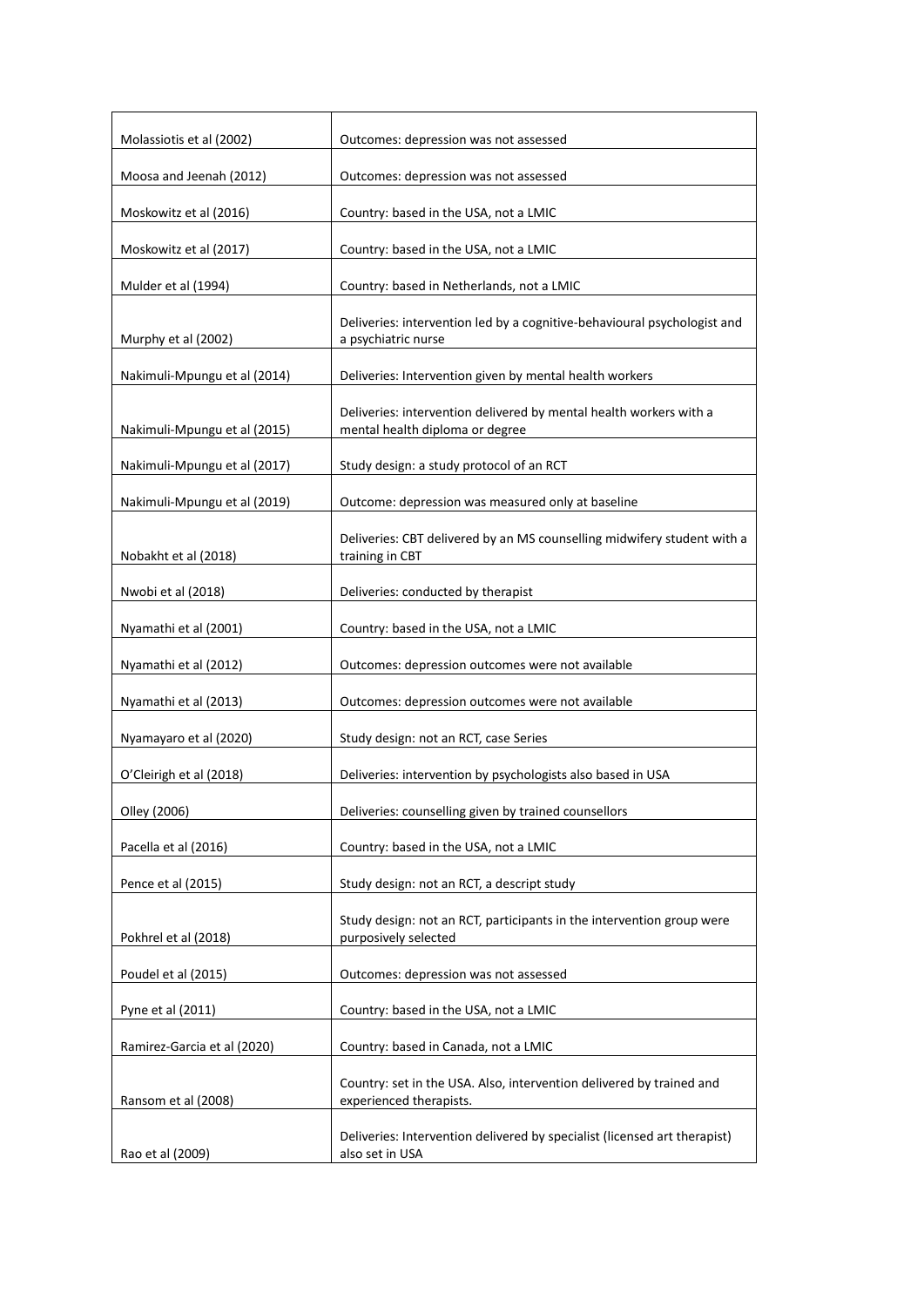| | |
|---|---|
| Molassiotis et al (2002) | Outcomes: depression was not assessed |
| Moosa and Jeenah (2012) | Outcomes: depression was not assessed |
| Moskowitz et al (2016) | Country: based in the USA, not a LMIC |
| Moskowitz et al (2017) | Country: based in the USA, not a LMIC |
| Mulder et al (1994) | Country: based in Netherlands, not a LMIC |
| Murphy et al (2002) | Deliveries: intervention led by a cognitive-behavioural psychologist and a psychiatric nurse |
| Nakimuli-Mpungu et al (2014) | Deliveries: Intervention given by mental health workers |
| Nakimuli-Mpungu et al (2015) | Deliveries: intervention delivered by mental health workers with a mental health diploma or degree |
| Nakimuli-Mpungu et al (2017) | Study design: a study protocol of an RCT |
| Nakimuli-Mpungu et al (2019) | Outcome: depression was measured only at baseline |
| Nobakht et al (2018) | Deliveries: CBT delivered by an MS counselling midwifery student with a training in CBT |
| Nwobi et al (2018) | Deliveries: conducted by therapist |
| Nyamathi et al (2001) | Country: based in the USA, not a LMIC |
| Nyamathi et al (2012) | Outcomes: depression outcomes were not available |
| Nyamathi et al (2013) | Outcomes: depression outcomes were not available |
| Nyamayaro et al (2020) | Study design: not an RCT, case Series |
| O'Cleirigh et al (2018) | Deliveries: intervention by psychologists also based in USA |
| Olley (2006) | Deliveries: counselling given by trained counsellors |
| Pacella et al (2016) | Country: based in the USA, not a LMIC |
| Pence et al (2015) | Study design: not an RCT, a descript study |
| Pokhrel et al (2018) | Study design: not an RCT, participants in the intervention group were purposively selected |
| Poudel et al (2015) | Outcomes: depression was not assessed |
| Pyne et al (2011) | Country: based in the USA, not a LMIC |
| Ramirez-Garcia et al (2020) | Country: based in Canada, not a LMIC |
| Ransom et al (2008) | Country: set in the USA. Also, intervention delivered by trained and experienced therapists. |
| Rao et al (2009) | Deliveries: Intervention delivered by specialist (licensed art therapist) also set in USA |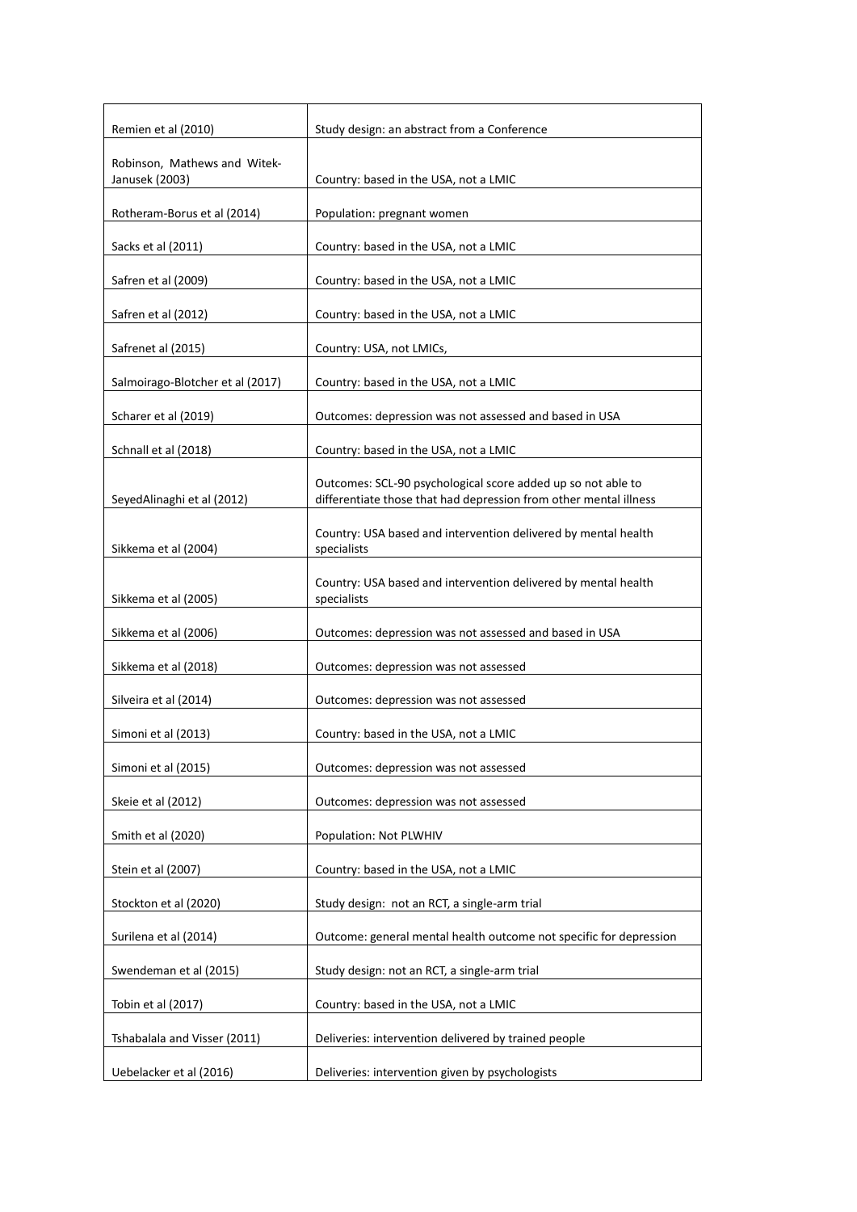| | |
|---|---|
| Remien et al (2010) | Study design: an abstract from a Conference |
| Robinson, Mathews and Witek-Janusek (2003) | Country: based in the USA, not a LMIC |
| Rotheram-Borus et al (2014) | Population: pregnant women |
| Sacks et al (2011) | Country: based in the USA, not a LMIC |
| Safren et al (2009) | Country: based in the USA, not a LMIC |
| Safren et al (2012) | Country: based in the USA, not a LMIC |
| Safrenet al (2015) | Country: USA, not LMICs, |
| Salmoirago-Blotcher et al (2017) | Country: based in the USA, not a LMIC |
| Scharer et al (2019) | Outcomes: depression was not assessed and based in USA |
| Schnall et al (2018) | Country: based in the USA, not a LMIC |
| SeyedAlinaghi et al (2012) | Outcomes: SCL-90 psychological score added up so not able to differentiate those that had depression from other mental illness |
| Sikkema et al (2004) | Country: USA based and intervention delivered by mental health specialists |
| Sikkema et al (2005) | Country: USA based and intervention delivered by mental health specialists |
| Sikkema et al (2006) | Outcomes: depression was not assessed and based in USA |
| Sikkema et al (2018) | Outcomes: depression was not assessed |
| Silveira et al (2014) | Outcomes: depression was not assessed |
| Simoni et al (2013) | Country: based in the USA, not a LMIC |
| Simoni et al (2015) | Outcomes: depression was not assessed |
| Skeie et al (2012) | Outcomes: depression was not assessed |
| Smith et al (2020) | Population: Not PLWHIV |
| Stein et al (2007) | Country: based in the USA, not a LMIC |
| Stockton et al (2020) | Study design: not an RCT, a single-arm trial |
| Surilena et al (2014) | Outcome: general mental health outcome not specific for depression |
| Swendeman et al (2015) | Study design: not an RCT, a single-arm trial |
| Tobin et al (2017) | Country: based in the USA, not a LMIC |
| Tshabalala and Visser (2011) | Deliveries: intervention delivered by trained people |
| Uebelacker et al (2016) | Deliveries: intervention given by psychologists |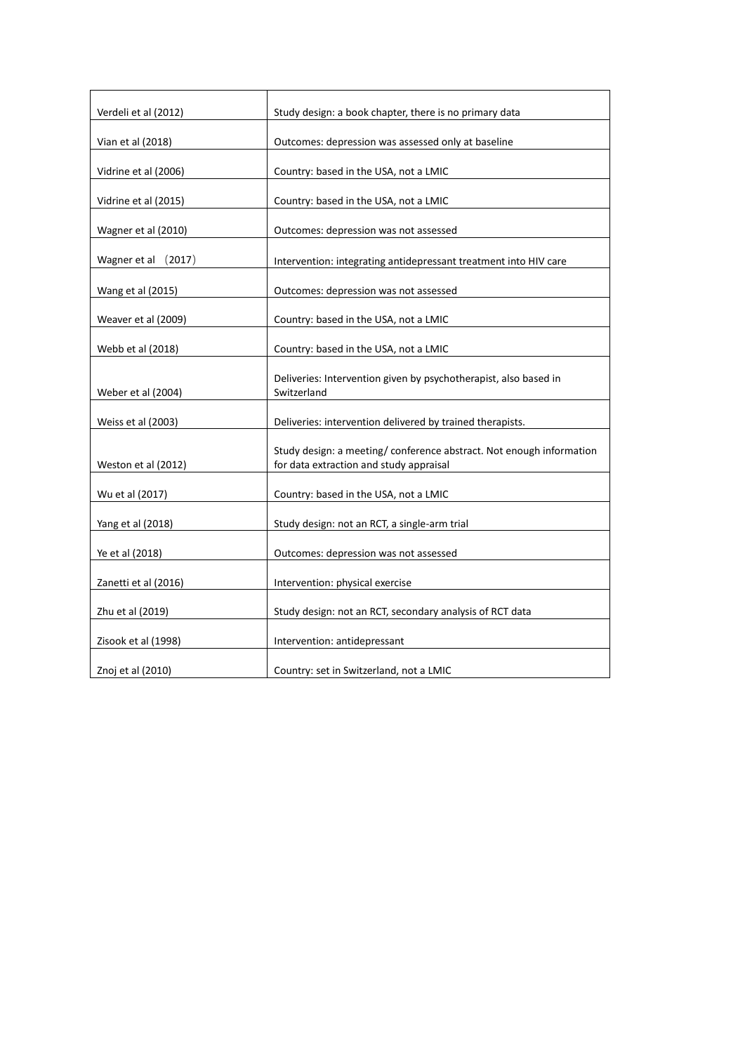| | |
|---|---|
| Verdeli et al (2012) | Study design: a book chapter, there is no primary data |
| Vian et al (2018) | Outcomes: depression was assessed only at baseline |
| Vidrine et al (2006) | Country: based in the USA, not a LMIC |
| Vidrine et al (2015) | Country: based in the USA, not a LMIC |
| Wagner et al (2010) | Outcomes: depression was not assessed |
| Wagner et al （2017） | Intervention: integrating antidepressant treatment into HIV care |
| Wang et al (2015) | Outcomes: depression was not assessed |
| Weaver et al (2009) | Country: based in the USA, not a LMIC |
| Webb et al (2018) | Country: based in the USA, not a LMIC |
| Weber et al (2004) | Deliveries: Intervention given by psychotherapist, also based in Switzerland |
| Weiss et al (2003) | Deliveries: intervention delivered by trained therapists. |
| Weston et al (2012) | Study design: a meeting/ conference abstract. Not enough information for data extraction and study appraisal |
| Wu et al (2017) | Country: based in the USA, not a LMIC |
| Yang et al (2018) | Study design: not an RCT, a single-arm trial |
| Ye et al (2018) | Outcomes: depression was not assessed |
| Zanetti et al (2016) | Intervention: physical exercise |
| Zhu et al (2019) | Study design: not an RCT, secondary analysis of RCT data |
| Zisook et al (1998) | Intervention: antidepressant |
| Znoj et al (2010) | Country: set in Switzerland, not a LMIC |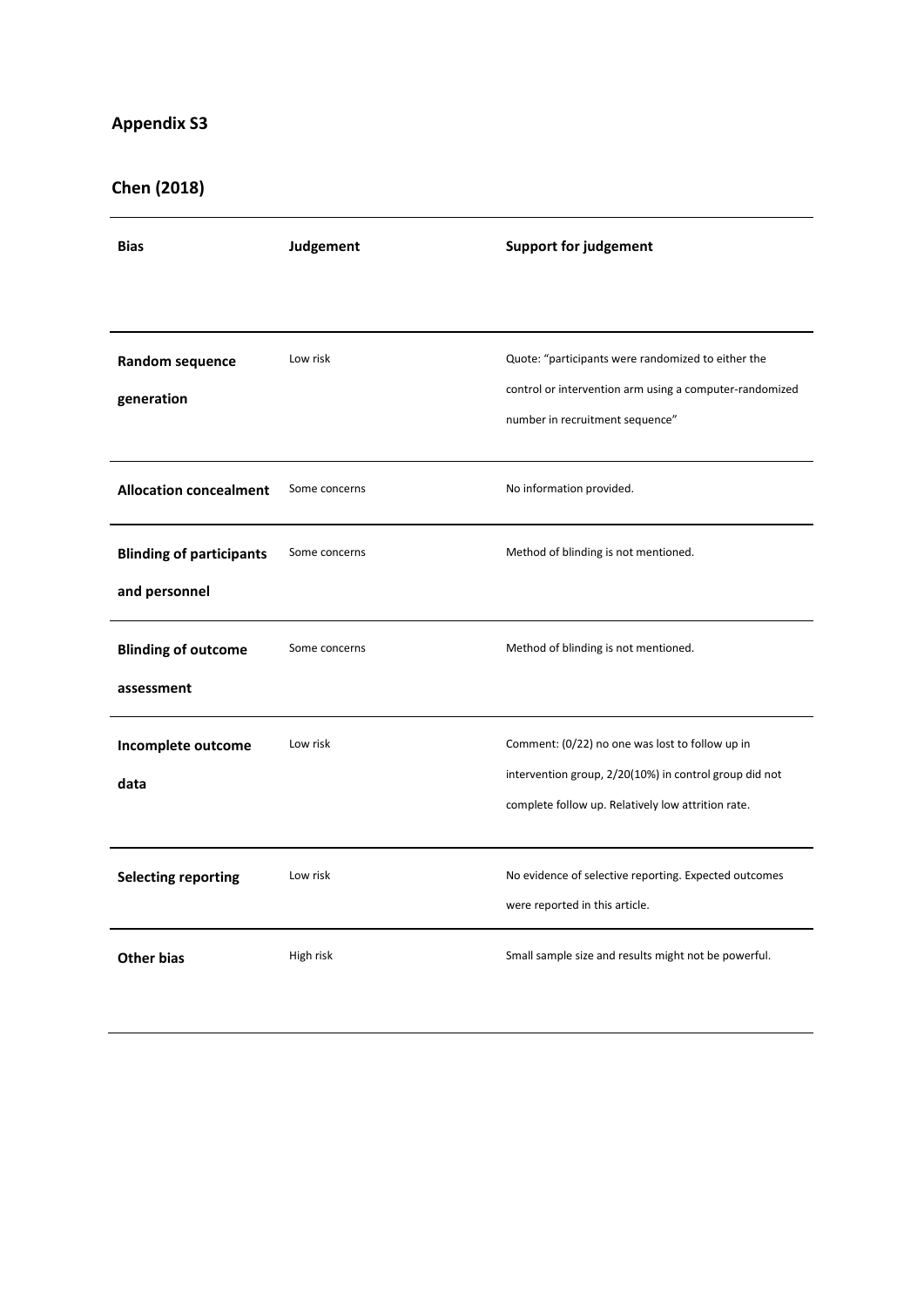## Appendix S3

### Chen (2018)

| Bias | Judgement | Support for judgement |
|---|---|---|
| **Random sequence generation** | Low risk | Quote: "participants were randomized to either the control or intervention arm using a computer-randomized number in recruitment sequence" |
| **Allocation concealment** | Some concerns | No information provided. |
| **Blinding of participants and personnel** | Some concerns | Method of blinding is not mentioned. |
| **Blinding of outcome assessment** | Some concerns | Method of blinding is not mentioned. |
| **Incomplete outcome data** | Low risk | Comment: (0/22) no one was lost to follow up in intervention group, 2/20(10%) in control group did not complete follow up. Relatively low attrition rate. |
| **Selecting reporting** | Low risk | No evidence of selective reporting. Expected outcomes were reported in this article. |
| **Other bias** | High risk | Small sample size and results might not be powerful. |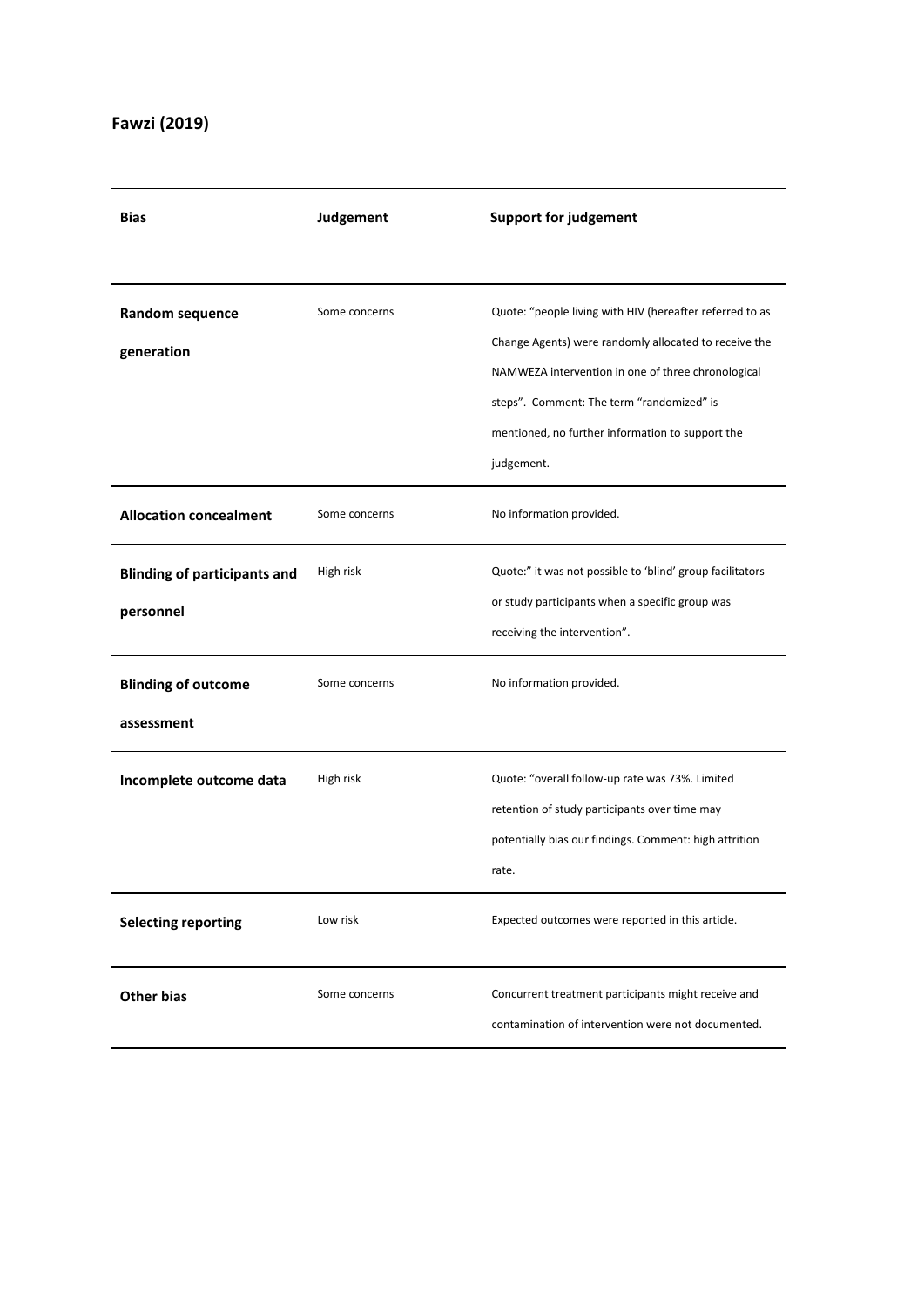**Fawzi (2019)**

| Bias | Judgement | Support for judgement |
|---|---|---|
| **Random sequence generation** | Some concerns | Quote: "people living with HIV (hereafter referred to as Change Agents) were randomly allocated to receive the NAMWEZA intervention in one of three chronological steps". Comment: The term "randomized" is mentioned, no further information to support the judgement. |
| **Allocation concealment** | Some concerns | No information provided. |
| **Blinding of participants and personnel** | High risk | Quote:" it was not possible to 'blind' group facilitators or study participants when a specific group was receiving the intervention". |
| **Blinding of outcome assessment** | Some concerns | No information provided. |
| **Incomplete outcome data** | High risk | Quote: "overall follow-up rate was 73%. Limited retention of study participants over time may potentially bias our findings. Comment: high attrition rate. |
| **Selecting reporting** | Low risk | Expected outcomes were reported in this article. |
| **Other bias** | Some concerns | Concurrent treatment participants might receive and contamination of intervention were not documented. |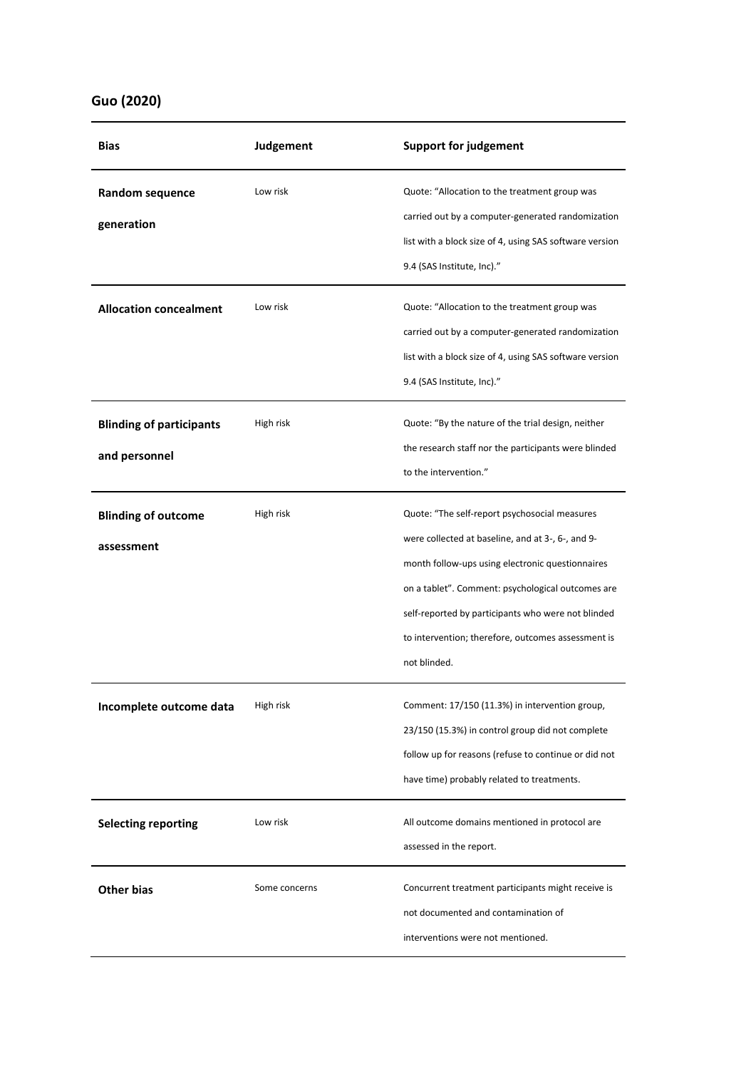**Guo (2020)**

| Bias | Judgement | Support for judgement |
|---|---|---|
| **Random sequence generation** | Low risk | Quote: "Allocation to the treatment group was carried out by a computer-generated randomization list with a block size of 4, using SAS software version 9.4 (SAS Institute, Inc)." |
| **Allocation concealment** | Low risk | Quote: "Allocation to the treatment group was carried out by a computer-generated randomization list with a block size of 4, using SAS software version 9.4 (SAS Institute, Inc)." |
| **Blinding of participants and personnel** | High risk | Quote: "By the nature of the trial design, neither the research staff nor the participants were blinded to the intervention." |
| **Blinding of outcome assessment** | High risk | Quote: "The self-report psychosocial measures were collected at baseline, and at 3-, 6-, and 9-month follow-ups using electronic questionnaires on a tablet". Comment: psychological outcomes are self-reported by participants who were not blinded to intervention; therefore, outcomes assessment is not blinded. |
| **Incomplete outcome data** | High risk | Comment: 17/150 (11.3%) in intervention group, 23/150 (15.3%) in control group did not complete follow up for reasons (refuse to continue or did not have time) probably related to treatments. |
| **Selecting reporting** | Low risk | All outcome domains mentioned in protocol are assessed in the report. |
| **Other bias** | Some concerns | Concurrent treatment participants might receive is not documented and contamination of interventions were not mentioned. |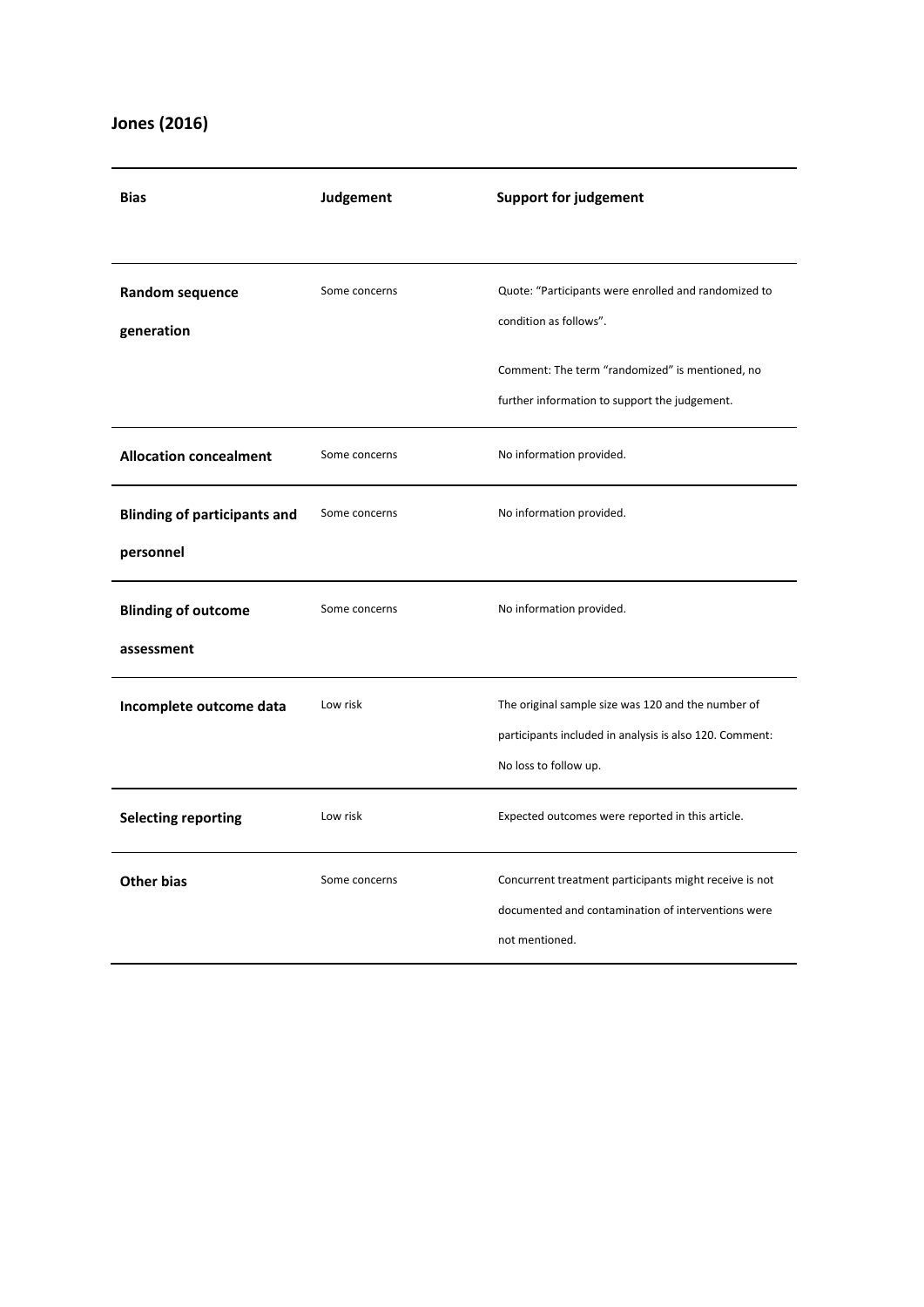**Jones (2016)**

| Bias | Judgement | Support for judgement |
|---|---|---|
| **Random sequence generation** | Some concerns | Quote: "Participants were enrolled and randomized to condition as follows". Comment: The term "randomized" is mentioned, no further information to support the judgement. |
| **Allocation concealment** | Some concerns | No information provided. |
| **Blinding of participants and personnel** | Some concerns | No information provided. |
| **Blinding of outcome assessment** | Some concerns | No information provided. |
| **Incomplete outcome data** | Low risk | The original sample size was 120 and the number of participants included in analysis is also 120. Comment: No loss to follow up. |
| **Selecting reporting** | Low risk | Expected outcomes were reported in this article. |
| **Other bias** | Some concerns | Concurrent treatment participants might receive is not documented and contamination of interventions were not mentioned. |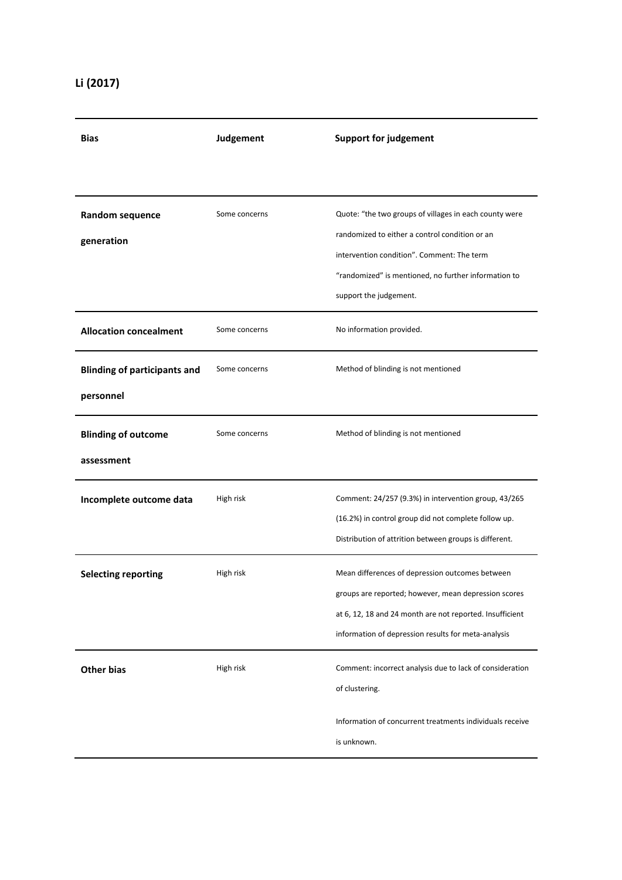## Li (2017)

| Bias | Judgement | Support for judgement |
|---|---|---|
| **Random sequence generation** | Some concerns | Quote: "the two groups of villages in each county were randomized to either a control condition or an intervention condition". Comment: The term "randomized" is mentioned, no further information to support the judgement. |
| **Allocation concealment** | Some concerns | No information provided. |
| **Blinding of participants and personnel** | Some concerns | Method of blinding is not mentioned |
| **Blinding of outcome assessment** | Some concerns | Method of blinding is not mentioned |
| **Incomplete outcome data** | High risk | Comment: 24/257 (9.3%) in intervention group, 43/265 (16.2%) in control group did not complete follow up. Distribution of attrition between groups is different. |
| **Selecting reporting** | High risk | Mean differences of depression outcomes between groups are reported; however, mean depression scores at 6, 12, 18 and 24 month are not reported. Insufficient information of depression results for meta-analysis |
| **Other bias** | High risk | Comment: incorrect analysis due to lack of consideration of clustering.<br><br>Information of concurrent treatments individuals receive is unknown. |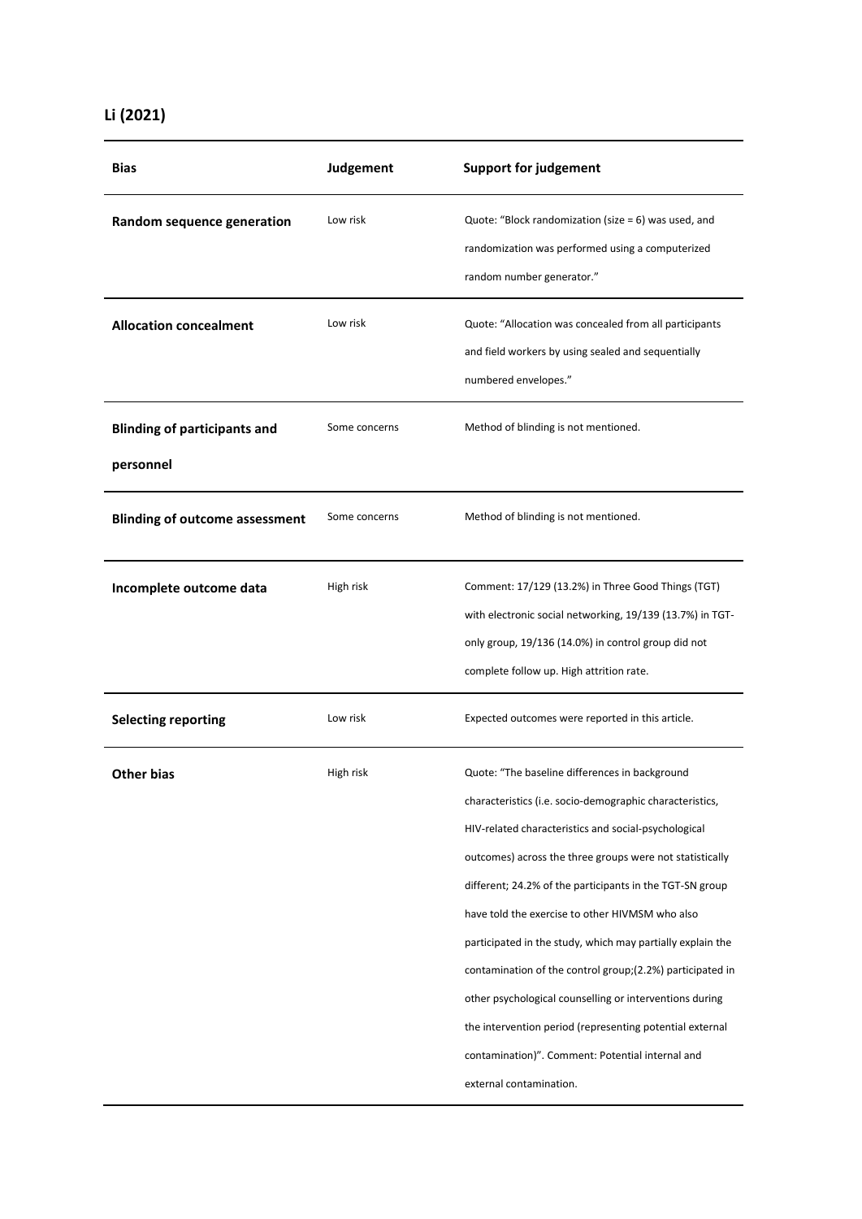**Li (2021)**

| Bias | Judgement | Support for judgement |
|---|---|---|
| **Random sequence generation** | Low risk | Quote: "Block randomization (size = 6) was used, and randomization was performed using a computerized random number generator." |
| **Allocation concealment** | Low risk | Quote: "Allocation was concealed from all participants and field workers by using sealed and sequentially numbered envelopes." |
| **Blinding of participants and personnel** | Some concerns | Method of blinding is not mentioned. |
| **Blinding of outcome assessment** | Some concerns | Method of blinding is not mentioned. |
| **Incomplete outcome data** | High risk | Comment: 17/129 (13.2%) in Three Good Things (TGT) with electronic social networking, 19/139 (13.7%) in TGT-only group, 19/136 (14.0%) in control group did not complete follow up. High attrition rate. |
| **Selecting reporting** | Low risk | Expected outcomes were reported in this article. |
| **Other bias** | High risk | Quote: "The baseline differences in background characteristics (i.e. socio-demographic characteristics, HIV-related characteristics and social-psychological outcomes) across the three groups were not statistically different; 24.2% of the participants in the TGT-SN group have told the exercise to other HIVMSM who also participated in the study, which may partially explain the contamination of the control group;(2.2%) participated in other psychological counselling or interventions during the intervention period (representing potential external contamination)". Comment: Potential internal and external contamination. |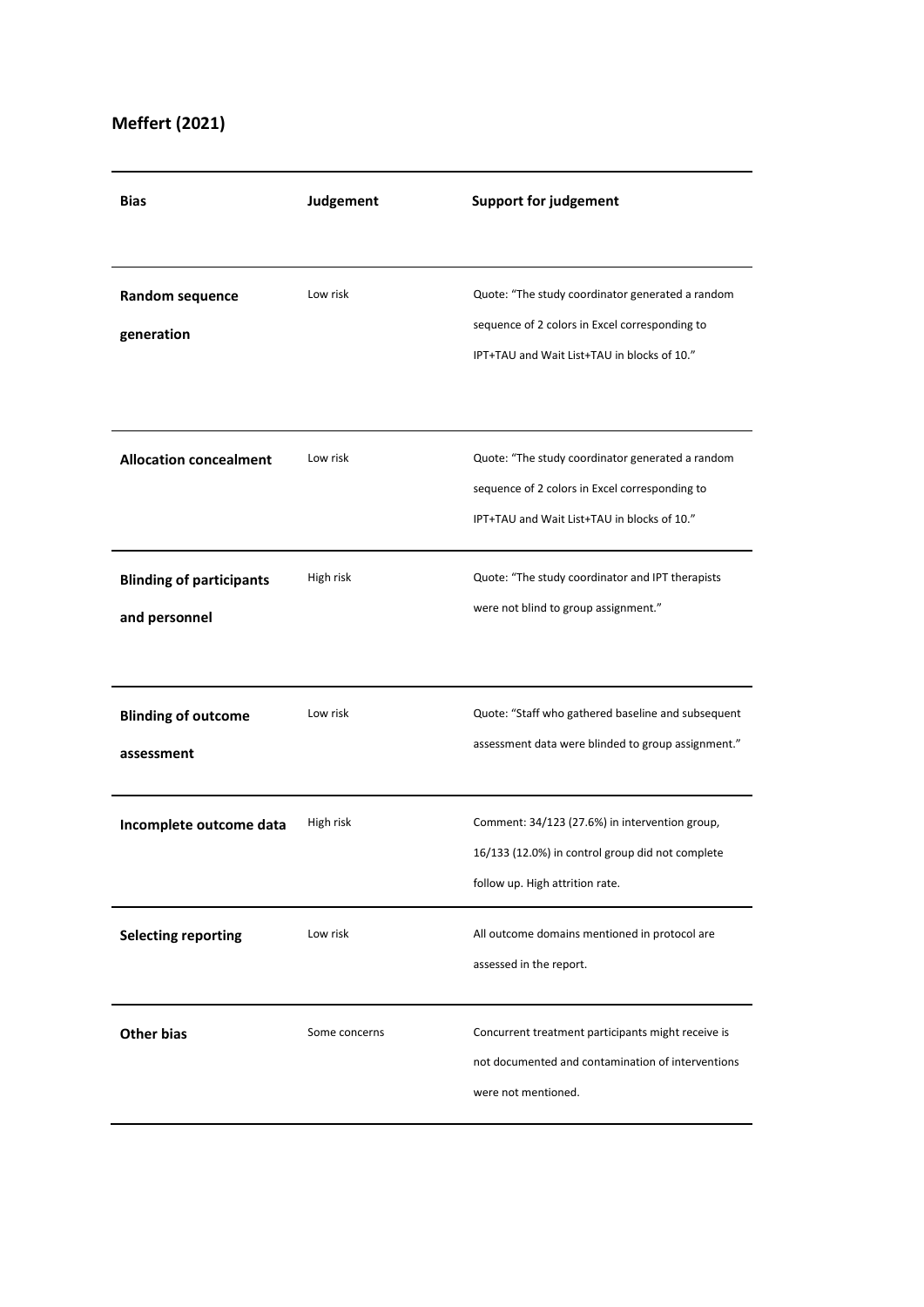**Meffert (2021)**

| Bias | Judgement | Support for judgement |
|---|---|---|
| **Random sequence generation** | Low risk | Quote: "The study coordinator generated a random sequence of 2 colors in Excel corresponding to IPT+TAU and Wait List+TAU in blocks of 10." |
| **Allocation concealment** | Low risk | Quote: "The study coordinator generated a random sequence of 2 colors in Excel corresponding to IPT+TAU and Wait List+TAU in blocks of 10." |
| **Blinding of participants and personnel** | High risk | Quote: "The study coordinator and IPT therapists were not blind to group assignment." |
| **Blinding of outcome assessment** | Low risk | Quote: "Staff who gathered baseline and subsequent assessment data were blinded to group assignment." |
| **Incomplete outcome data** | High risk | Comment: 34/123 (27.6%) in intervention group, 16/133 (12.0%) in control group did not complete follow up. High attrition rate. |
| **Selecting reporting** | Low risk | All outcome domains mentioned in protocol are assessed in the report. |
| **Other bias** | Some concerns | Concurrent treatment participants might receive is not documented and contamination of interventions were not mentioned. |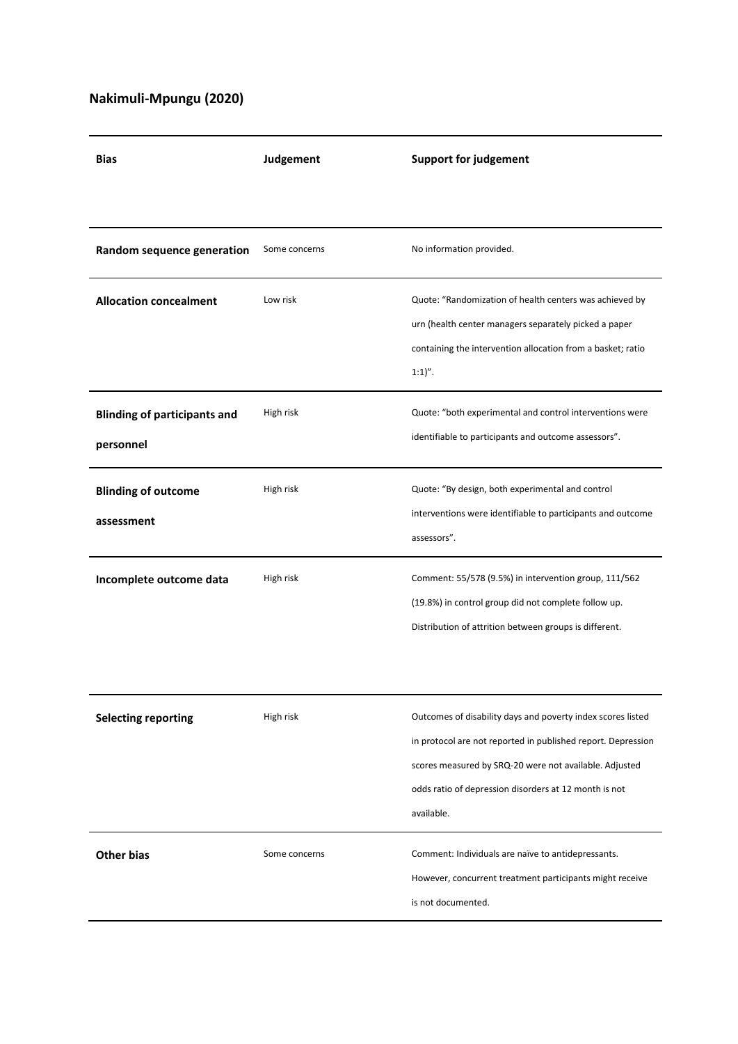**Nakimuli-Mpungu (2020)**

| Bias | Judgement | Support for judgement |
|---|---|---|
| **Random sequence generation** | Some concerns | No information provided. |
| **Allocation concealment** | Low risk | Quote: "Randomization of health centers was achieved by urn (health center managers separately picked a paper containing the intervention allocation from a basket; ratio 1:1)". |
| **Blinding of participants and personnel** | High risk | Quote: "both experimental and control interventions were identifiable to participants and outcome assessors". |
| **Blinding of outcome assessment** | High risk | Quote: "By design, both experimental and control interventions were identifiable to participants and outcome assessors". |
| **Incomplete outcome data** | High risk | Comment: 55/578 (9.5%) in intervention group, 111/562 (19.8%) in control group did not complete follow up. Distribution of attrition between groups is different. |
| **Selecting reporting** | High risk | Outcomes of disability days and poverty index scores listed in protocol are not reported in published report. Depression scores measured by SRQ-20 were not available. Adjusted odds ratio of depression disorders at 12 month is not available. |
| **Other bias** | Some concerns | Comment: Individuals are naïve to antidepressants. However, concurrent treatment participants might receive is not documented. |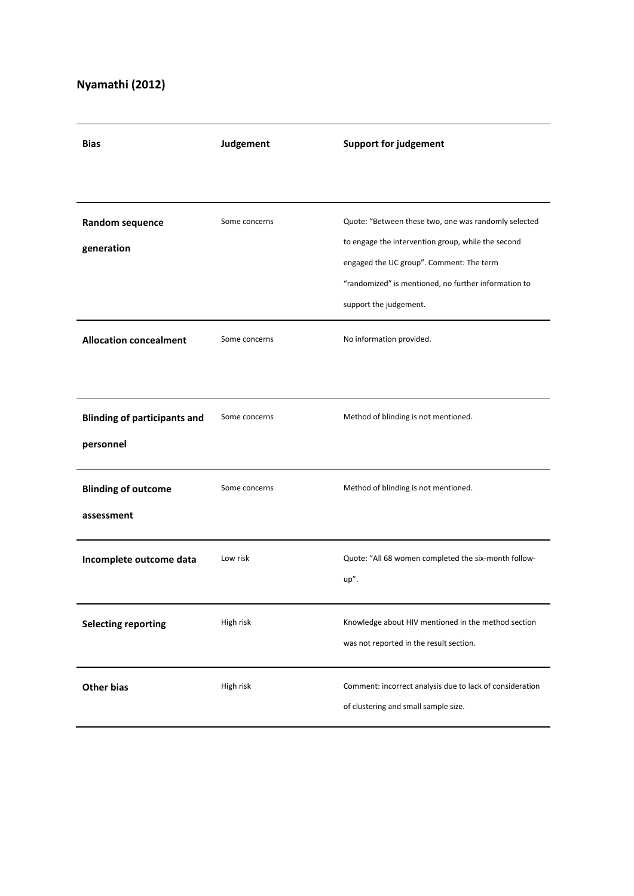**Nyamathi (2012)**

| **Bias** | **Judgement** | **Support for judgement** |
|---|---|---|
| **Random sequence generation** | Some concerns | Quote: "Between these two, one was randomly selected to engage the intervention group, while the second engaged the UC group". Comment: The term "randomized" is mentioned, no further information to support the judgement. |
| **Allocation concealment** | Some concerns | No information provided. |
| **Blinding of participants and personnel** | Some concerns | Method of blinding is not mentioned. |
| **Blinding of outcome assessment** | Some concerns | Method of blinding is not mentioned. |
| **Incomplete outcome data** | Low risk | Quote: "All 68 women completed the six-month follow-up". |
| **Selecting reporting** | High risk | Knowledge about HIV mentioned in the method section was not reported in the result section. |
| **Other bias** | High risk | Comment: incorrect analysis due to lack of consideration of clustering and small sample size. |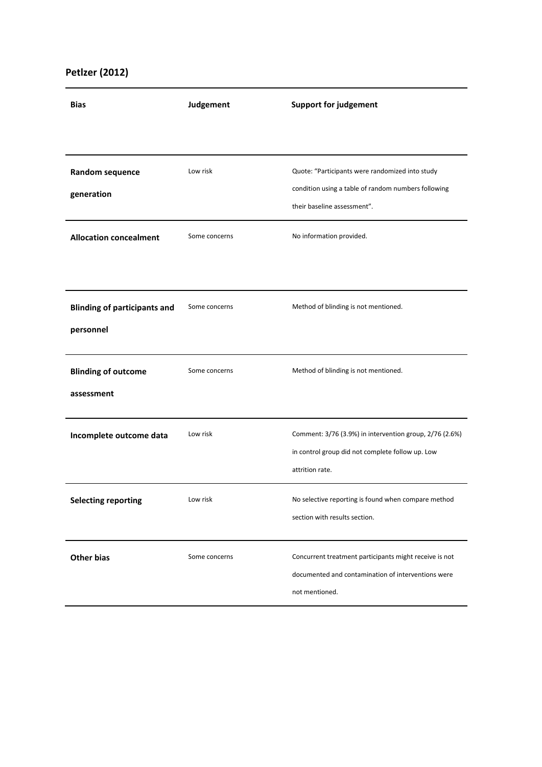## Petlzer (2012)

| Bias | Judgement | Support for judgement |
|---|---|---|
| **Random sequence generation** | Low risk | Quote: "Participants were randomized into study condition using a table of random numbers following their baseline assessment". |
| **Allocation concealment** | Some concerns | No information provided. |
| **Blinding of participants and personnel** | Some concerns | Method of blinding is not mentioned. |
| **Blinding of outcome assessment** | Some concerns | Method of blinding is not mentioned. |
| **Incomplete outcome data** | Low risk | Comment: 3/76 (3.9%) in intervention group, 2/76 (2.6%) in control group did not complete follow up. Low attrition rate. |
| **Selecting reporting** | Low risk | No selective reporting is found when compare method section with results section. |
| **Other bias** | Some concerns | Concurrent treatment participants might receive is not documented and contamination of interventions were not mentioned. |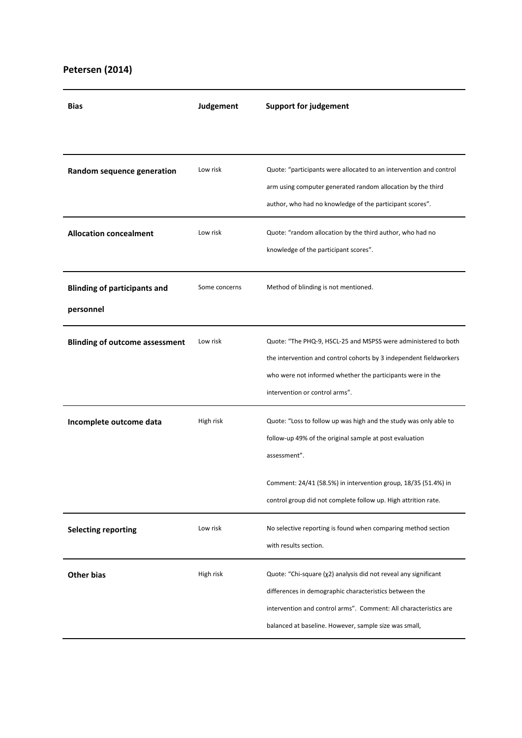## Petersen (2014)

| Bias | Judgement | Support for judgement |
| --- | --- | --- |
| **Random sequence generation** | Low risk | Quote: "participants were allocated to an intervention and control arm using computer generated random allocation by the third author, who had no knowledge of the participant scores". |
| **Allocation concealment** | Low risk | Quote: "random allocation by the third author, who had no knowledge of the participant scores". |
| **Blinding of participants and personnel** | Some concerns | Method of blinding is not mentioned. |
| **Blinding of outcome assessment** | Low risk | Quote: "The PHQ-9, HSCL-25 and MSPSS were administered to both the intervention and control cohorts by 3 independent fieldworkers who were not informed whether the participants were in the intervention or control arms". |
| **Incomplete outcome data** | High risk | Quote: "Loss to follow up was high and the study was only able to follow-up 49% of the original sample at post evaluation assessment".<br><br>Comment: 24/41 (58.5%) in intervention group, 18/35 (51.4%) in control group did not complete follow up. High attrition rate. |
| **Selecting reporting** | Low risk | No selective reporting is found when comparing method section with results section. |
| **Other bias** | High risk | Quote: "Chi-square ($\chi^2$) analysis did not reveal any significant differences in demographic characteristics between the intervention and control arms". Comment: All characteristics are balanced at baseline. However, sample size was small, |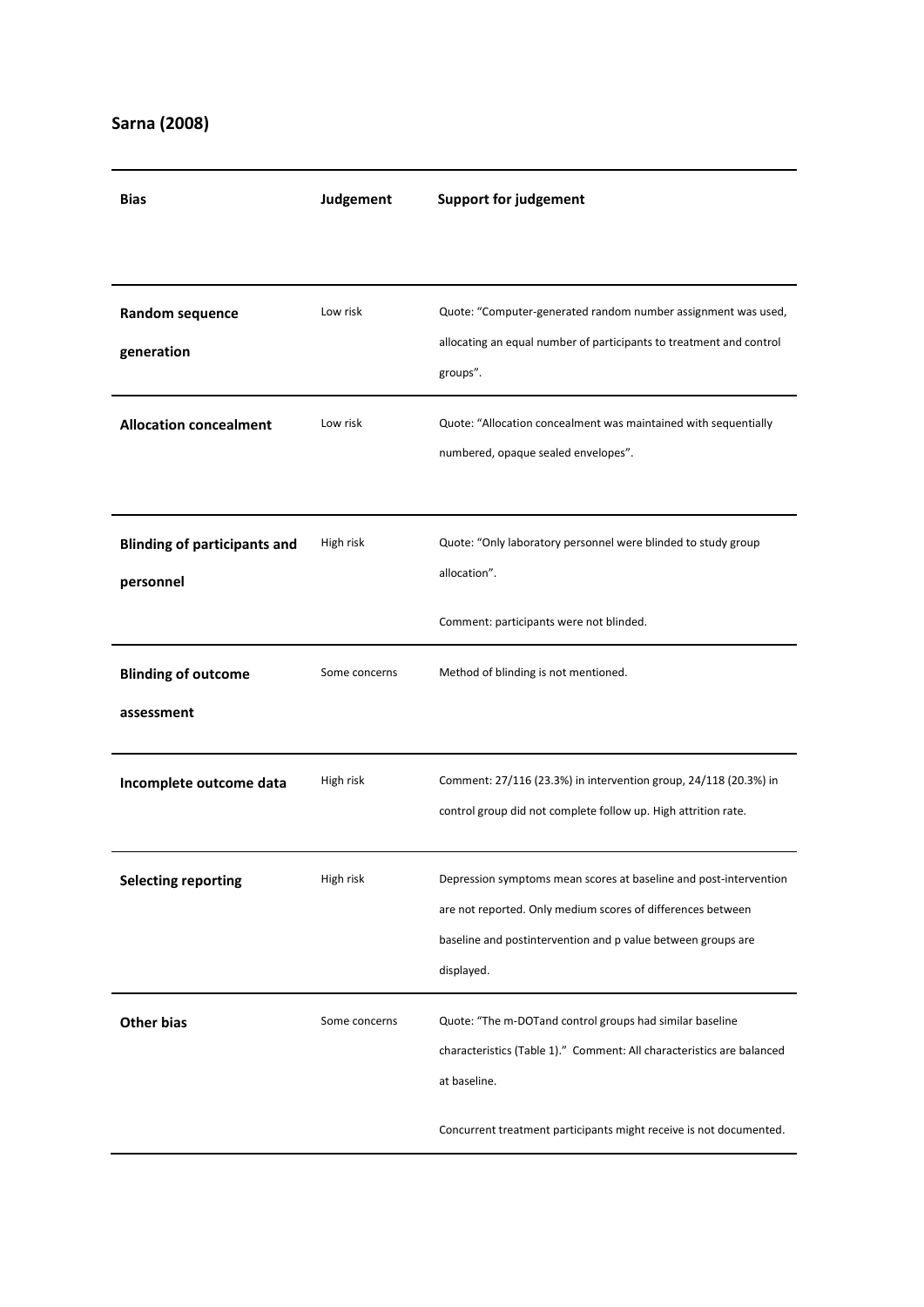**Sarna (2008)**

| Bias | Judgement | Support for judgement |
|---|---|---|
| **Random sequence generation** | Low risk | Quote: "Computer-generated random number assignment was used, allocating an equal number of participants to treatment and control groups". |
| **Allocation concealment** | Low risk | Quote: "Allocation concealment was maintained with sequentially numbered, opaque sealed envelopes". |
| **Blinding of participants and personnel** | High risk | Quote: "Only laboratory personnel were blinded to study group allocation".<br><br>Comment: participants were not blinded. |
| **Blinding of outcome assessment** | Some concerns | Method of blinding is not mentioned. |
| **Incomplete outcome data** | High risk | Comment: 27/116 (23.3%) in intervention group, 24/118 (20.3%) in control group did not complete follow up. High attrition rate. |
| **Selecting reporting** | High risk | Depression symptoms mean scores at baseline and post-intervention are not reported. Only medium scores of differences between baseline and postintervention and p value between groups are displayed. |
| **Other bias** | Some concerns | Quote: "The m-DOTand control groups had similar baseline characteristics (Table 1)." Comment: All characteristics are balanced at baseline.<br><br>Concurrent treatment participants might receive is not documented. |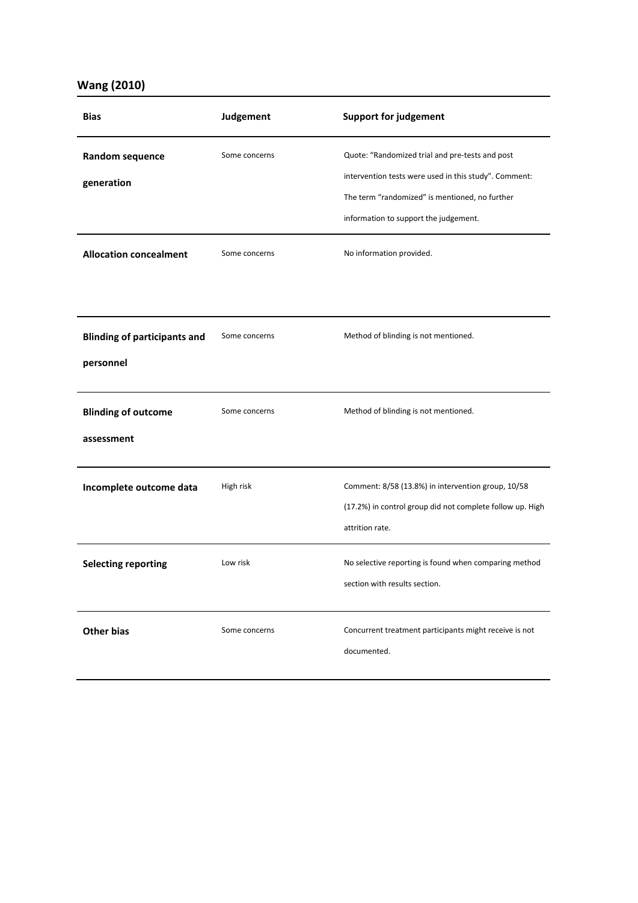## Wang (2010)

| Bias | Judgement | Support for judgement |
|---|---|---|
| **Random sequence generation** | Some concerns | Quote: "Randomized trial and pre-tests and post intervention tests were used in this study". Comment: The term "randomized" is mentioned, no further information to support the judgement. |
| **Allocation concealment** | Some concerns | No information provided. |
| **Blinding of participants and personnel** | Some concerns | Method of blinding is not mentioned. |
| **Blinding of outcome assessment** | Some concerns | Method of blinding is not mentioned. |
| **Incomplete outcome data** | High risk | Comment: 8/58 (13.8%) in intervention group, 10/58 (17.2%) in control group did not complete follow up. High attrition rate. |
| **Selecting reporting** | Low risk | No selective reporting is found when comparing method section with results section. |
| **Other bias** | Some concerns | Concurrent treatment participants might receive is not documented. |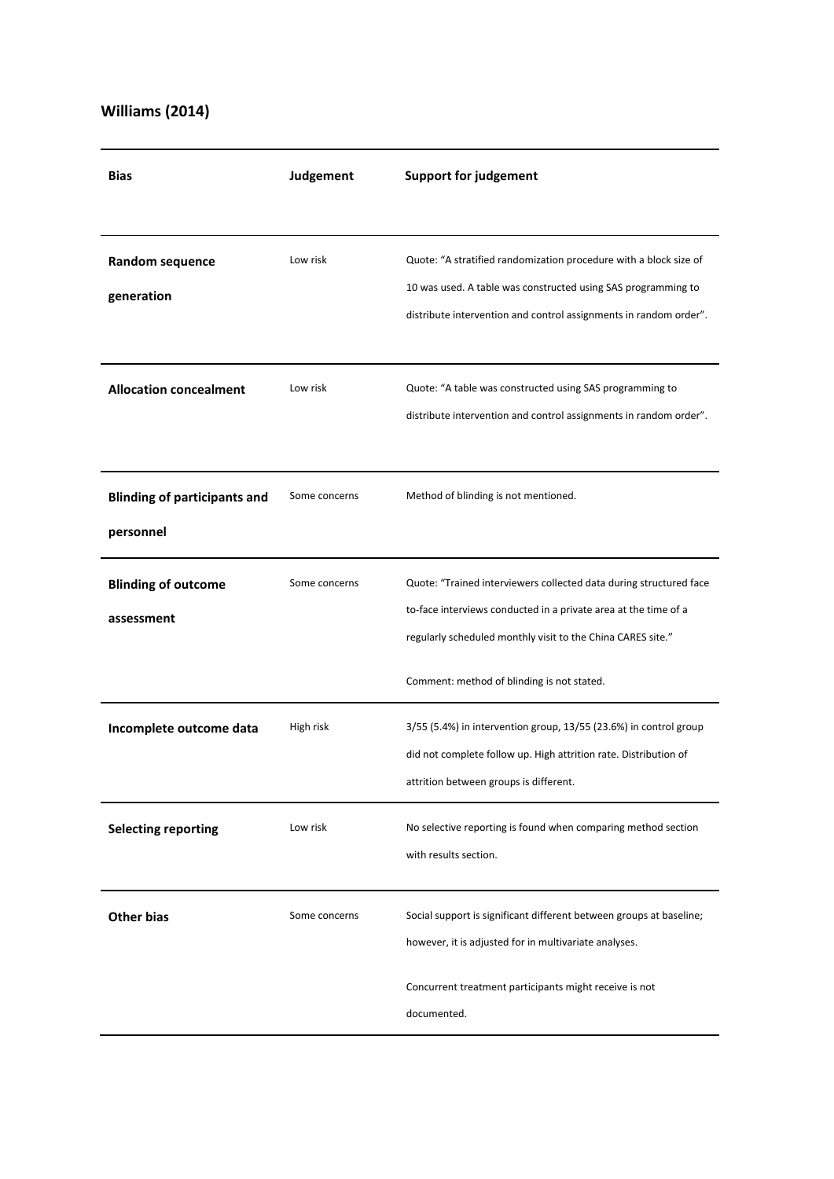**Williams (2014)**

| Bias | Judgement | Support for judgement |
|---|---|---|
| **Random sequence generation** | Low risk | Quote: "A stratified randomization procedure with a block size of 10 was used. A table was constructed using SAS programming to distribute intervention and control assignments in random order". |
| **Allocation concealment** | Low risk | Quote: "A table was constructed using SAS programming to distribute intervention and control assignments in random order". |
| **Blinding of participants and personnel** | Some concerns | Method of blinding is not mentioned. |
| **Blinding of outcome assessment** | Some concerns | Quote: "Trained interviewers collected data during structured face to-face interviews conducted in a private area at the time of a regularly scheduled monthly visit to the China CARES site." Comment: method of blinding is not stated. |
| **Incomplete outcome data** | High risk | 3/55 (5.4%) in intervention group, 13/55 (23.6%) in control group did not complete follow up. High attrition rate. Distribution of attrition between groups is different. |
| **Selecting reporting** | Low risk | No selective reporting is found when comparing method section with results section. |
| **Other bias** | Some concerns | Social support is significant different between groups at baseline; however, it is adjusted for in multivariate analyses. Concurrent treatment participants might receive is not documented. |